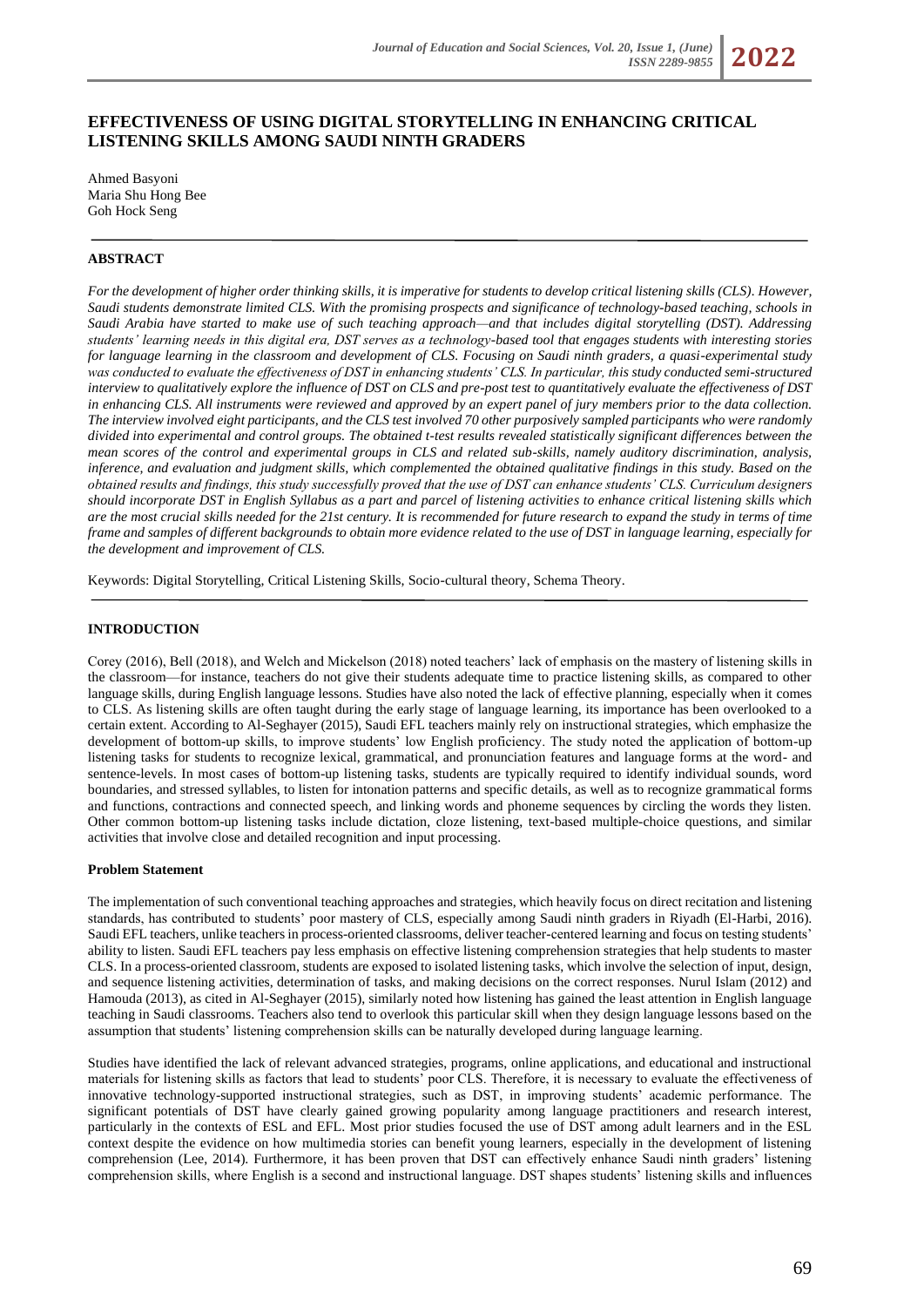# EFFECTIVENESS OF USING DIGITAL STORYTELLING IN ENHANCING CRITICAL LISTENING SKILLS AMONG SAUDI NINTH GRADERS

Ahmed Basyoni
Maria Shu Hong Bee
Goh Hock Seng

## ABSTRACT

*For the development of higher order thinking skills, it is imperative for students to develop critical listening skills (CLS). However, Saudi students demonstrate limited CLS. With the promising prospects and significance of technology-based teaching, schools in Saudi Arabia have started to make use of such teaching approach—and that includes digital storytelling (DST). Addressing students' learning needs in this digital era, DST serves as a technology-based tool that engages students with interesting stories for language learning in the classroom and development of CLS. Focusing on Saudi ninth graders, a quasi-experimental study was conducted to evaluate the effectiveness of DST in enhancing students' CLS. In particular, this study conducted semi-structured interview to qualitatively explore the influence of DST on CLS and pre-post test to quantitatively evaluate the effectiveness of DST in enhancing CLS. All instruments were reviewed and approved by an expert panel of jury members prior to the data collection. The interview involved eight participants, and the CLS test involved 70 other purposively sampled participants who were randomly divided into experimental and control groups. The obtained t-test results revealed statistically significant differences between the mean scores of the control and experimental groups in CLS and related sub-skills, namely auditory discrimination, analysis, inference, and evaluation and judgment skills, which complemented the obtained qualitative findings in this study. Based on the obtained results and findings, this study successfully proved that the use of DST can enhance students' CLS. Curriculum designers should incorporate DST in English Syllabus as a part and parcel of listening activities to enhance critical listening skills which are the most crucial skills needed for the 21st century. It is recommended for future research to expand the study in terms of time frame and samples of different backgrounds to obtain more evidence related to the use of DST in language learning, especially for the development and improvement of CLS.*

Keywords: Digital Storytelling, Critical Listening Skills, Socio-cultural theory, Schema Theory.

## INTRODUCTION

Corey (2016), Bell (2018), and Welch and Mickelson (2018) noted teachers' lack of emphasis on the mastery of listening skills in the classroom—for instance, teachers do not give their students adequate time to practice listening skills, as compared to other language skills, during English language lessons. Studies have also noted the lack of effective planning, especially when it comes to CLS. As listening skills are often taught during the early stage of language learning, its importance has been overlooked to a certain extent. According to Al-Seghayer (2015), Saudi EFL teachers mainly rely on instructional strategies, which emphasize the development of bottom-up skills, to improve students' low English proficiency. The study noted the application of bottom-up listening tasks for students to recognize lexical, grammatical, and pronunciation features and language forms at the word- and sentence-levels. In most cases of bottom-up listening tasks, students are typically required to identify individual sounds, word boundaries, and stressed syllables, to listen for intonation patterns and specific details, as well as to recognize grammatical forms and functions, contractions and connected speech, and linking words and phoneme sequences by circling the words they listen. Other common bottom-up listening tasks include dictation, cloze listening, text-based multiple-choice questions, and similar activities that involve close and detailed recognition and input processing.

### Problem Statement

The implementation of such conventional teaching approaches and strategies, which heavily focus on direct recitation and listening standards, has contributed to students' poor mastery of CLS, especially among Saudi ninth graders in Riyadh (El-Harbi, 2016). Saudi EFL teachers, unlike teachers in process-oriented classrooms, deliver teacher-centered learning and focus on testing students' ability to listen. Saudi EFL teachers pay less emphasis on effective listening comprehension strategies that help students to master CLS. In a process-oriented classroom, students are exposed to isolated listening tasks, which involve the selection of input, design, and sequence listening activities, determination of tasks, and making decisions on the correct responses. Nurul Islam (2012) and Hamouda (2013), as cited in Al-Seghayer (2015), similarly noted how listening has gained the least attention in English language teaching in Saudi classrooms. Teachers also tend to overlook this particular skill when they design language lessons based on the assumption that students' listening comprehension skills can be naturally developed during language learning.

Studies have identified the lack of relevant advanced strategies, programs, online applications, and educational and instructional materials for listening skills as factors that lead to students' poor CLS. Therefore, it is necessary to evaluate the effectiveness of innovative technology-supported instructional strategies, such as DST, in improving students' academic performance. The significant potentials of DST have clearly gained growing popularity among language practitioners and research interest, particularly in the contexts of ESL and EFL. Most prior studies focused the use of DST among adult learners and in the ESL context despite the evidence on how multimedia stories can benefit young learners, especially in the development of listening comprehension (Lee, 2014). Furthermore, it has been proven that DST can effectively enhance Saudi ninth graders' listening comprehension skills, where English is a second and instructional language. DST shapes students' listening skills and influences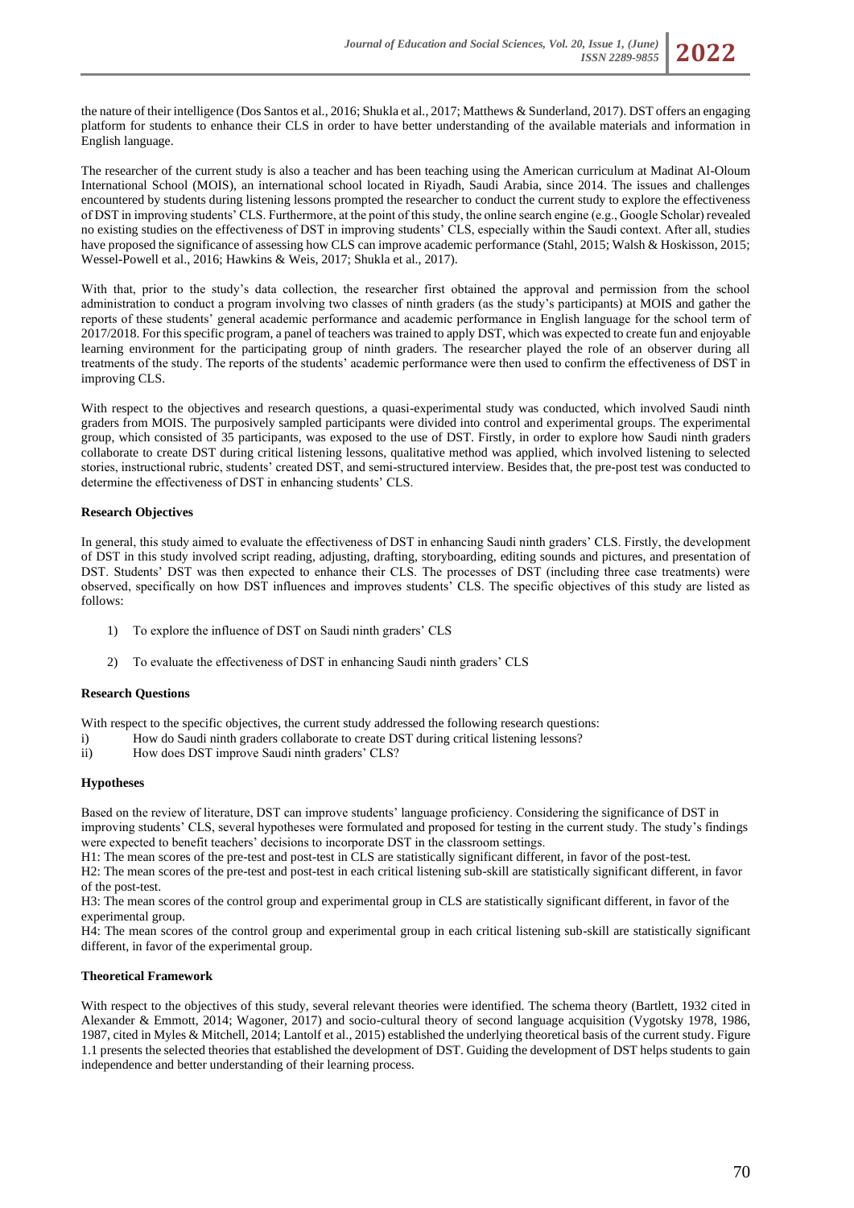the nature of their intelligence (Dos Santos et al., 2016; Shukla et al., 2017; Matthews & Sunderland, 2017). DST offers an engaging platform for students to enhance their CLS in order to have better understanding of the available materials and information in English language.

The researcher of the current study is also a teacher and has been teaching using the American curriculum at Madinat Al-Oloum International School (MOIS), an international school located in Riyadh, Saudi Arabia, since 2014. The issues and challenges encountered by students during listening lessons prompted the researcher to conduct the current study to explore the effectiveness of DST in improving students' CLS. Furthermore, at the point of this study, the online search engine (e.g., Google Scholar) revealed no existing studies on the effectiveness of DST in improving students' CLS, especially within the Saudi context. After all, studies have proposed the significance of assessing how CLS can improve academic performance (Stahl, 2015; Walsh & Hoskisson, 2015; Wessel-Powell et al., 2016; Hawkins & Weis, 2017; Shukla et al., 2017).

With that, prior to the study's data collection, the researcher first obtained the approval and permission from the school administration to conduct a program involving two classes of ninth graders (as the study's participants) at MOIS and gather the reports of these students' general academic performance and academic performance in English language for the school term of 2017/2018. For this specific program, a panel of teachers was trained to apply DST, which was expected to create fun and enjoyable learning environment for the participating group of ninth graders. The researcher played the role of an observer during all treatments of the study. The reports of the students' academic performance were then used to confirm the effectiveness of DST in improving CLS.

With respect to the objectives and research questions, a quasi-experimental study was conducted, which involved Saudi ninth graders from MOIS. The purposively sampled participants were divided into control and experimental groups. The experimental group, which consisted of 35 participants, was exposed to the use of DST. Firstly, in order to explore how Saudi ninth graders collaborate to create DST during critical listening lessons, qualitative method was applied, which involved listening to selected stories, instructional rubric, students' created DST, and semi-structured interview. Besides that, the pre-post test was conducted to determine the effectiveness of DST in enhancing students' CLS.

**Research Objectives**

In general, this study aimed to evaluate the effectiveness of DST in enhancing Saudi ninth graders' CLS. Firstly, the development of DST in this study involved script reading, adjusting, drafting, storyboarding, editing sounds and pictures, and presentation of DST. Students' DST was then expected to enhance their CLS. The processes of DST (including three case treatments) were observed, specifically on how DST influences and improves students' CLS. The specific objectives of this study are listed as follows:

1) To explore the influence of DST on Saudi ninth graders' CLS

2) To evaluate the effectiveness of DST in enhancing Saudi ninth graders' CLS

**Research Questions**

With respect to the specific objectives, the current study addressed the following research questions:

i) How do Saudi ninth graders collaborate to create DST during critical listening lessons?
ii) How does DST improve Saudi ninth graders' CLS?

**Hypotheses**

Based on the review of literature, DST can improve students' language proficiency. Considering the significance of DST in improving students' CLS, several hypotheses were formulated and proposed for testing in the current study. The study's findings were expected to benefit teachers' decisions to incorporate DST in the classroom settings.

H1: The mean scores of the pre-test and post-test in CLS are statistically significant different, in favor of the post-test.

H2: The mean scores of the pre-test and post-test in each critical listening sub-skill are statistically significant different, in favor of the post-test.

H3: The mean scores of the control group and experimental group in CLS are statistically significant different, in favor of the experimental group.

H4: The mean scores of the control group and experimental group in each critical listening sub-skill are statistically significant different, in favor of the experimental group.

**Theoretical Framework**

With respect to the objectives of this study, several relevant theories were identified. The schema theory (Bartlett, 1932 cited in Alexander & Emmott, 2014; Wagoner, 2017) and socio-cultural theory of second language acquisition (Vygotsky 1978, 1986, 1987, cited in Myles & Mitchell, 2014; Lantolf et al., 2015) established the underlying theoretical basis of the current study. Figure 1.1 presents the selected theories that established the development of DST. Guiding the development of DST helps students to gain independence and better understanding of their learning process.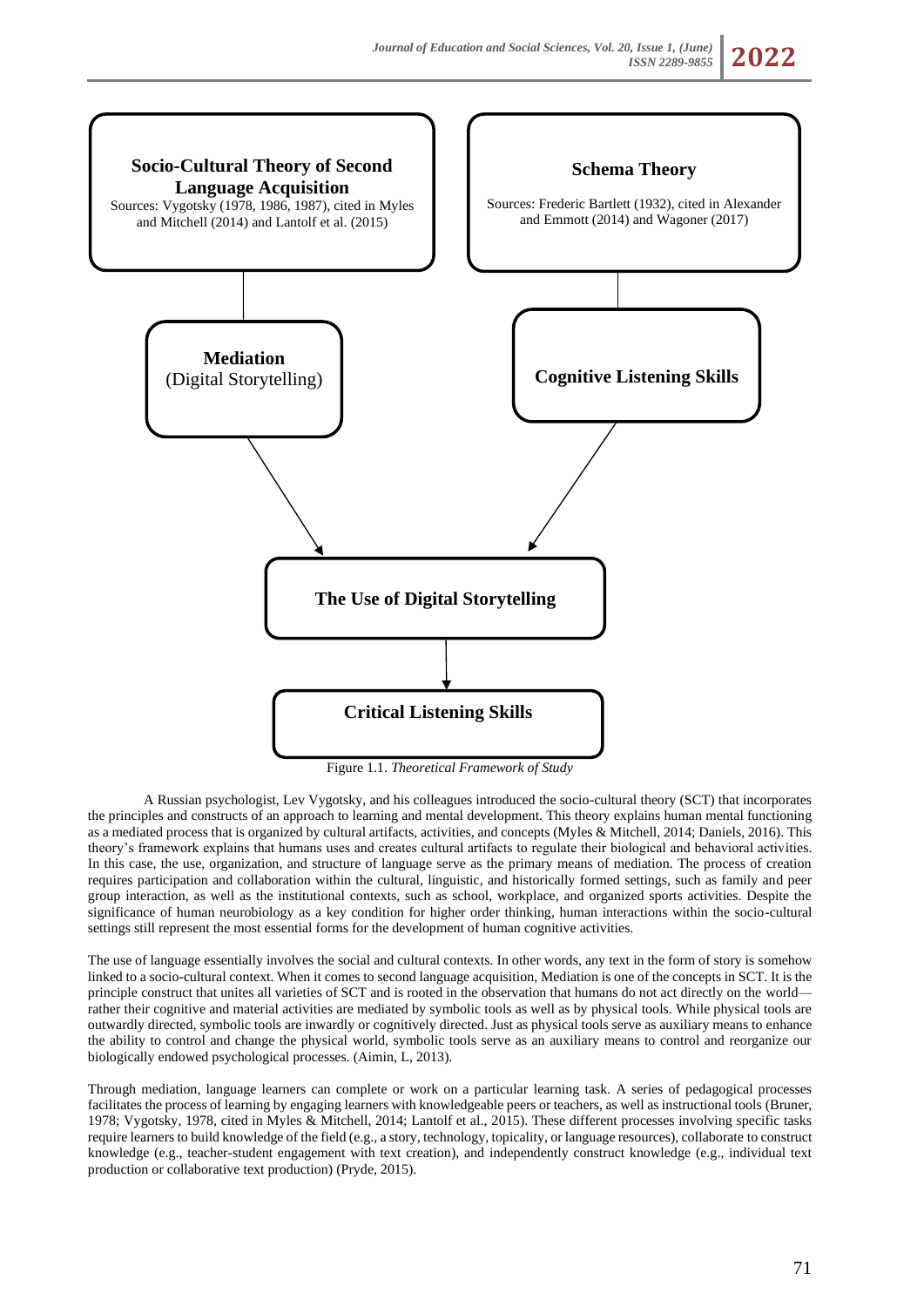**Socio-Cultural Theory of Second Language Acquisition**
Sources: Vygotsky (1978, 1986, 1987), cited in Myles and Mitchell (2014) and Lantolf et al. (2015)

**Schema Theory**
Sources: Frederic Bartlett (1932), cited in Alexander and Emmott (2014) and Wagoner (2017)

**Mediation** (Digital Storytelling)

**Cognitive Listening Skills**

**The Use of Digital Storytelling**

**Critical Listening Skills**

Figure 1.1. *Theoretical Framework of Study*

A Russian psychologist, Lev Vygotsky, and his colleagues introduced the socio-cultural theory (SCT) that incorporates the principles and constructs of an approach to learning and mental development. This theory explains human mental functioning as a mediated process that is organized by cultural artifacts, activities, and concepts (Myles & Mitchell, 2014; Daniels, 2016). This theory's framework explains that humans uses and creates cultural artifacts to regulate their biological and behavioral activities. In this case, the use, organization, and structure of language serve as the primary means of mediation. The process of creation requires participation and collaboration within the cultural, linguistic, and historically formed settings, such as family and peer group interaction, as well as the institutional contexts, such as school, workplace, and organized sports activities. Despite the significance of human neurobiology as a key condition for higher order thinking, human interactions within the socio-cultural settings still represent the most essential forms for the development of human cognitive activities.

The use of language essentially involves the social and cultural contexts. In other words, any text in the form of story is somehow linked to a socio-cultural context. When it comes to second language acquisition, Mediation is one of the concepts in SCT. It is the principle construct that unites all varieties of SCT and is rooted in the observation that humans do not act directly on the world—rather their cognitive and material activities are mediated by symbolic tools as well as by physical tools. While physical tools are outwardly directed, symbolic tools are inwardly or cognitively directed. Just as physical tools serve as auxiliary means to enhance the ability to control and change the physical world, symbolic tools serve as an auxiliary means to control and reorganize our biologically endowed psychological processes. (Aimin, L, 2013).

Through mediation, language learners can complete or work on a particular learning task. A series of pedagogical processes facilitates the process of learning by engaging learners with knowledgeable peers or teachers, as well as instructional tools (Bruner, 1978; Vygotsky, 1978, cited in Myles & Mitchell, 2014; Lantolf et al., 2015). These different processes involving specific tasks require learners to build knowledge of the field (e.g., a story, technology, topicality, or language resources), collaborate to construct knowledge (e.g., teacher-student engagement with text creation), and independently construct knowledge (e.g., individual text production or collaborative text production) (Pryde, 2015).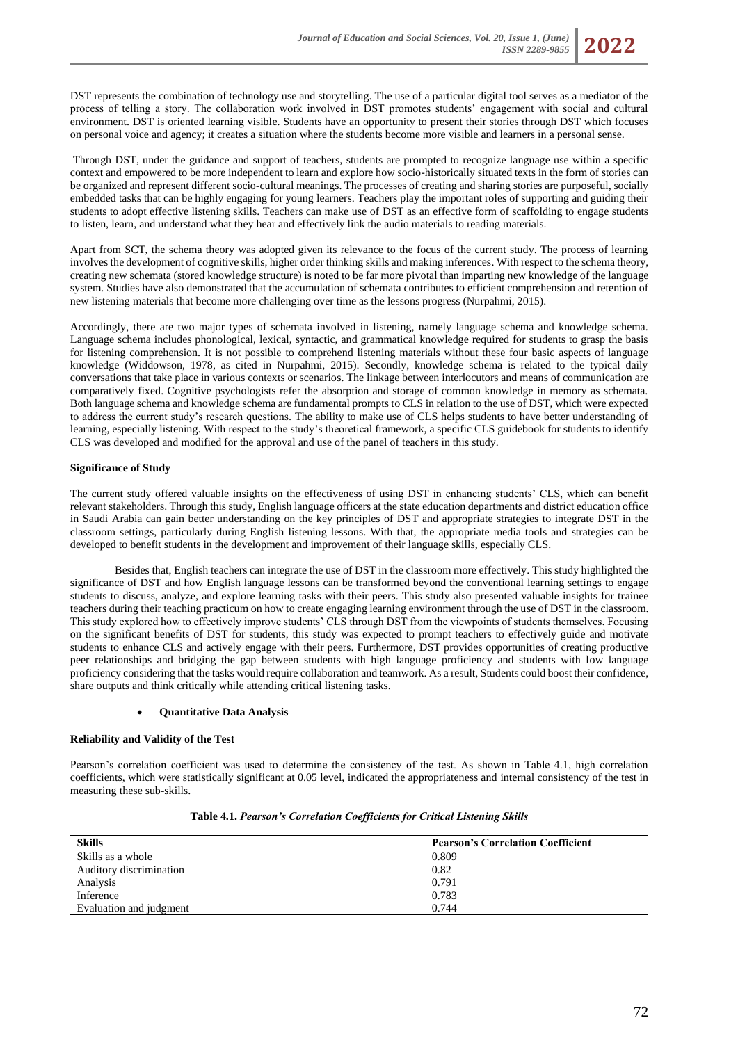DST represents the combination of technology use and storytelling. The use of a particular digital tool serves as a mediator of the process of telling a story. The collaboration work involved in DST promotes students' engagement with social and cultural environment. DST is oriented learning visible. Students have an opportunity to present their stories through DST which focuses on personal voice and agency; it creates a situation where the students become more visible and learners in a personal sense.

Through DST, under the guidance and support of teachers, students are prompted to recognize language use within a specific context and empowered to be more independent to learn and explore how socio-historically situated texts in the form of stories can be organized and represent different socio-cultural meanings. The processes of creating and sharing stories are purposeful, socially embedded tasks that can be highly engaging for young learners. Teachers play the important roles of supporting and guiding their students to adopt effective listening skills. Teachers can make use of DST as an effective form of scaffolding to engage students to listen, learn, and understand what they hear and effectively link the audio materials to reading materials.

Apart from SCT, the schema theory was adopted given its relevance to the focus of the current study. The process of learning involves the development of cognitive skills, higher order thinking skills and making inferences. With respect to the schema theory, creating new schemata (stored knowledge structure) is noted to be far more pivotal than imparting new knowledge of the language system. Studies have also demonstrated that the accumulation of schemata contributes to efficient comprehension and retention of new listening materials that become more challenging over time as the lessons progress (Nurpahmi, 2015).

Accordingly, there are two major types of schemata involved in listening, namely language schema and knowledge schema. Language schema includes phonological, lexical, syntactic, and grammatical knowledge required for students to grasp the basis for listening comprehension. It is not possible to comprehend listening materials without these four basic aspects of language knowledge (Widdowson, 1978, as cited in Nurpahmi, 2015). Secondly, knowledge schema is related to the typical daily conversations that take place in various contexts or scenarios. The linkage between interlocutors and means of communication are comparatively fixed. Cognitive psychologists refer the absorption and storage of common knowledge in memory as schemata. Both language schema and knowledge schema are fundamental prompts to CLS in relation to the use of DST, which were expected to address the current study's research questions. The ability to make use of CLS helps students to have better understanding of learning, especially listening. With respect to the study's theoretical framework, a specific CLS guidebook for students to identify CLS was developed and modified for the approval and use of the panel of teachers in this study.

**Significance of Study**

The current study offered valuable insights on the effectiveness of using DST in enhancing students' CLS, which can benefit relevant stakeholders. Through this study, English language officers at the state education departments and district education office in Saudi Arabia can gain better understanding on the key principles of DST and appropriate strategies to integrate DST in the classroom settings, particularly during English listening lessons. With that, the appropriate media tools and strategies can be developed to benefit students in the development and improvement of their language skills, especially CLS.

Besides that, English teachers can integrate the use of DST in the classroom more effectively. This study highlighted the significance of DST and how English language lessons can be transformed beyond the conventional learning settings to engage students to discuss, analyze, and explore learning tasks with their peers. This study also presented valuable insights for trainee teachers during their teaching practicum on how to create engaging learning environment through the use of DST in the classroom. This study explored how to effectively improve students' CLS through DST from the viewpoints of students themselves. Focusing on the significant benefits of DST for students, this study was expected to prompt teachers to effectively guide and motivate students to enhance CLS and actively engage with their peers. Furthermore, DST provides opportunities of creating productive peer relationships and bridging the gap between students with high language proficiency and students with low language proficiency considering that the tasks would require collaboration and teamwork. As a result, Students could boost their confidence, share outputs and think critically while attending critical listening tasks.

- **Quantitative Data Analysis**

**Reliability and Validity of the Test**

Pearson's correlation coefficient was used to determine the consistency of the test. As shown in Table 4.1, high correlation coefficients, which were statistically significant at 0.05 level, indicated the appropriateness and internal consistency of the test in measuring these sub-skills.

**Table 4.1.** ***Pearson's Correlation Coefficients for Critical Listening Skills***

| Skills | Pearson's Correlation Coefficient |
|---|---|
| Skills as a whole | 0.809 |
| Auditory discrimination | 0.82 |
| Analysis | 0.791 |
| Inference | 0.783 |
| Evaluation and judgment | 0.744 |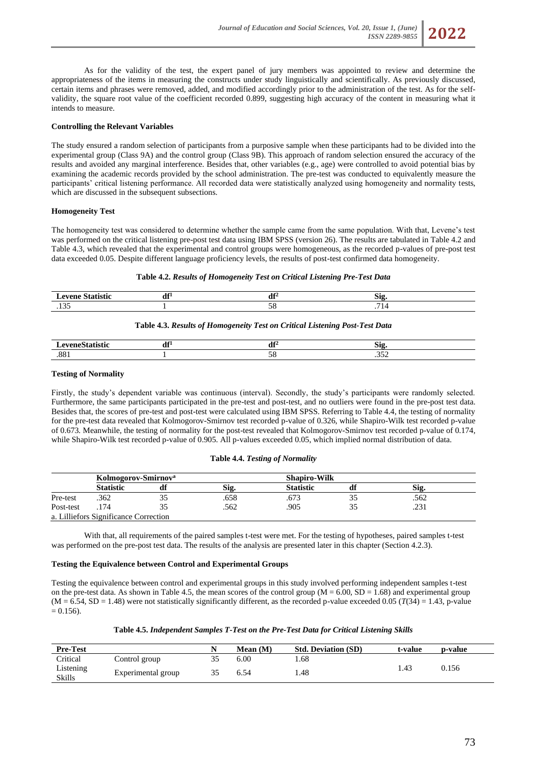As for the validity of the test, the expert panel of jury members was appointed to review and determine the appropriateness of the items in measuring the constructs under study linguistically and scientifically. As previously discussed, certain items and phrases were removed, added, and modified accordingly prior to the administration of the test. As for the self-validity, the square root value of the coefficient recorded 0.899, suggesting high accuracy of the content in measuring what it intends to measure.

**Controlling the Relevant Variables**

The study ensured a random selection of participants from a purposive sample when these participants had to be divided into the experimental group (Class 9A) and the control group (Class 9B). This approach of random selection ensured the accuracy of the results and avoided any marginal interference. Besides that, other variables (e.g., age) were controlled to avoid potential bias by examining the academic records provided by the school administration. The pre-test was conducted to equivalently measure the participants' critical listening performance. All recorded data were statistically analyzed using homogeneity and normality tests, which are discussed in the subsequent subsections.

**Homogeneity Test**

The homogeneity test was considered to determine whether the sample came from the same population. With that, Levene's test was performed on the critical listening pre-post test data using IBM SPSS (version 26). The results are tabulated in Table 4.2 and Table 4.3, which revealed that the experimental and control groups were homogeneous, as the recorded p-values of pre-post test data exceeded 0.05. Despite different language proficiency levels, the results of post-test confirmed data homogeneity.

**Table 4.2.** *Results of Homogeneity Test on Critical Listening Pre-Test Data*

| Levene Statistic | df1 | df2 | Sig. |
|---|---|---|---|
| .135 | 1 | 58 | .714 |

**Table 4.3.** *Results of Homogeneity Test on Critical Listening Post-Test Data*

| LeveneStatistic | df1 | df2 | Sig. |
|---|---|---|---|
| .881 | 1 | 58 | .352 |

**Testing of Normality**

Firstly, the study's dependent variable was continuous (interval). Secondly, the study's participants were randomly selected. Furthermore, the same participants participated in the pre-test and post-test, and no outliers were found in the pre-test test data. Besides that, the scores of pre-test and post-test were calculated using IBM SPSS. Referring to Table 4.4, the testing of normality for the pre-test data revealed that Kolmogorov-Smirnov test recorded p-value of 0.326, while Shapiro-Wilk test recorded p-value of 0.673. Meanwhile, the testing of normality for the post-test revealed that Kolmogorov-Smirnov test recorded p-value of 0.174, while Shapiro-Wilk test recorded p-value of 0.905. All p-values exceeded 0.05, which implied normal distribution of data.

**Table 4.4.** *Testing of Normality*

| | Kolmogorov-Smirnov[a] | | | Shapiro-Wilk | | |
|---|---|---|---|---|---|---|
| | Statistic | df | Sig. | Statistic | df | Sig. |
| Pre-test | .362 | 35 | .658 | .673 | 35 | .562 |
| Post-test | .174 | 35 | .562 | .905 | 35 | .231 |

a. Lilliefors Significance Correction

With that, all requirements of the paired samples t-test were met. For the testing of hypotheses, paired samples t-test was performed on the pre-post test data. The results of the analysis are presented later in this chapter (Section 4.2.3).

**Testing the Equivalence between Control and Experimental Groups**

Testing the equivalence between control and experimental groups in this study involved performing independent samples t-test on the pre-test data. As shown in Table 4.5, the mean scores of the control group (M = 6.00, SD = 1.68) and experimental group (M = 6.54, SD = 1.48) were not statistically significantly different, as the recorded p-value exceeded 0.05 ($T(34) = 1.43$, p-value = 0.156).

**Table 4.5.** *Independent Samples T-Test on the Pre-Test Data for Critical Listening Skills*

| Pre-Test | | N | Mean (M) | Std. Deviation (SD) | t-value | p-value |
|---|---|---|---|---|---|---|
| Critical Listening Skills | Control group | 35 | 6.00 | 1.68 | 1.43 | 0.156 |
| | Experimental group | 35 | 6.54 | 1.48 | | |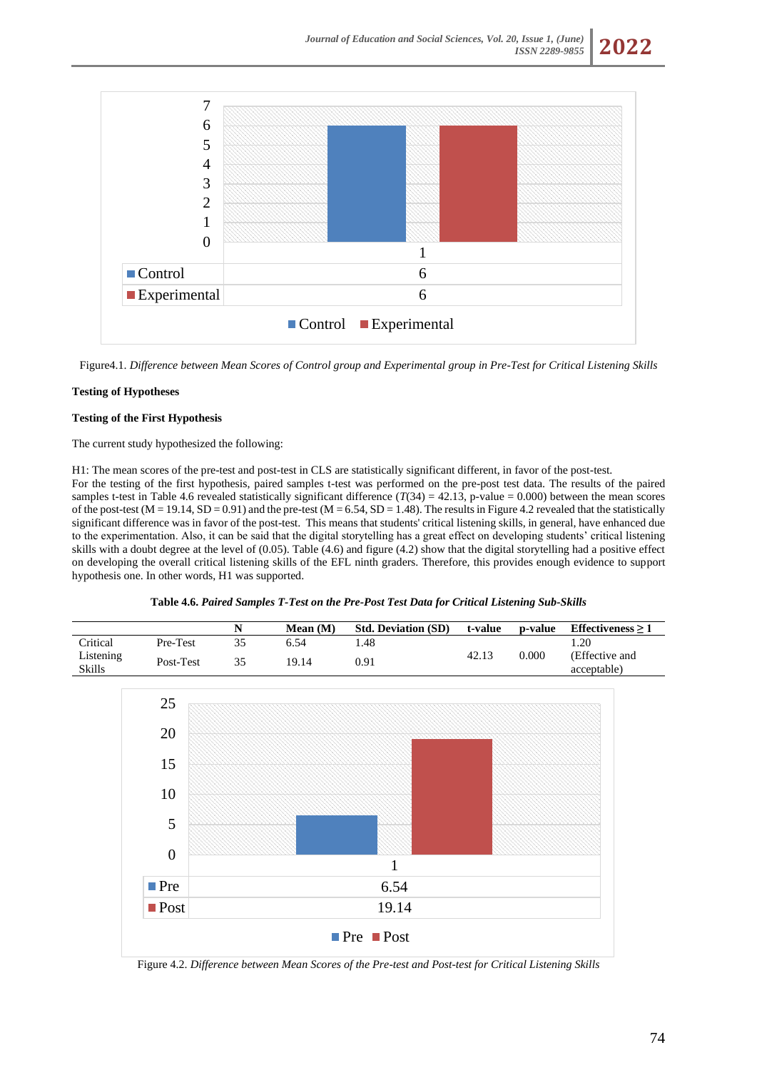| | 1 |
|---|---|
| Control | 6 |
| Experimental | 6 |

Figure4.1. *Difference between Mean Scores of Control group and Experimental group in Pre-Test for Critical Listening Skills*

**Testing of Hypotheses**

**Testing of the First Hypothesis**

The current study hypothesized the following:

H1: The mean scores of the pre-test and post-test in CLS are statistically significant different, in favor of the post-test.
For the testing of the first hypothesis, paired samples t-test was performed on the pre-post test data. The results of the paired samples t-test in Table 4.6 revealed statistically significant difference (*T*(34) = 42.13, p-value = 0.000) between the mean scores of the post-test (M = 19.14, SD = 0.91) and the pre-test (M = 6.54, SD = 1.48). The results in Figure 4.2 revealed that the statistically significant difference was in favor of the post-test. This means that students' critical listening skills, in general, have enhanced due to the experimentation. Also, it can be said that the digital storytelling has a great effect on developing students' critical listening skills with a doubt degree at the level of (0.05). Table (4.6) and figure (4.2) show that the digital storytelling had a positive effect on developing the overall critical listening skills of the EFL ninth graders. Therefore, this provides enough evidence to support hypothesis one. In other words, H1 was supported.

**Table 4.6.** ***Paired Samples T-Test on the Pre-Post Test Data for Critical Listening Sub-Skills***

| | | N | Mean (M) | Std. Deviation (SD) | t-value | p-value | Effectiveness ≥ 1 |
|---|---|---|---|---|---|---|---|
| Critical Listening Skills | Pre-Test | 35 | 6.54 | 1.48 | 42.13 | 0.000 | 1.20 (Effective and acceptable) |
| | Post-Test | 35 | 19.14 | 0.91 | | | |

| | 1 |
|---|---|
| Pre | 6.54 |
| Post | 19.14 |

Figure 4.2. *Difference between Mean Scores of the Pre-test and Post-test for Critical Listening Skills*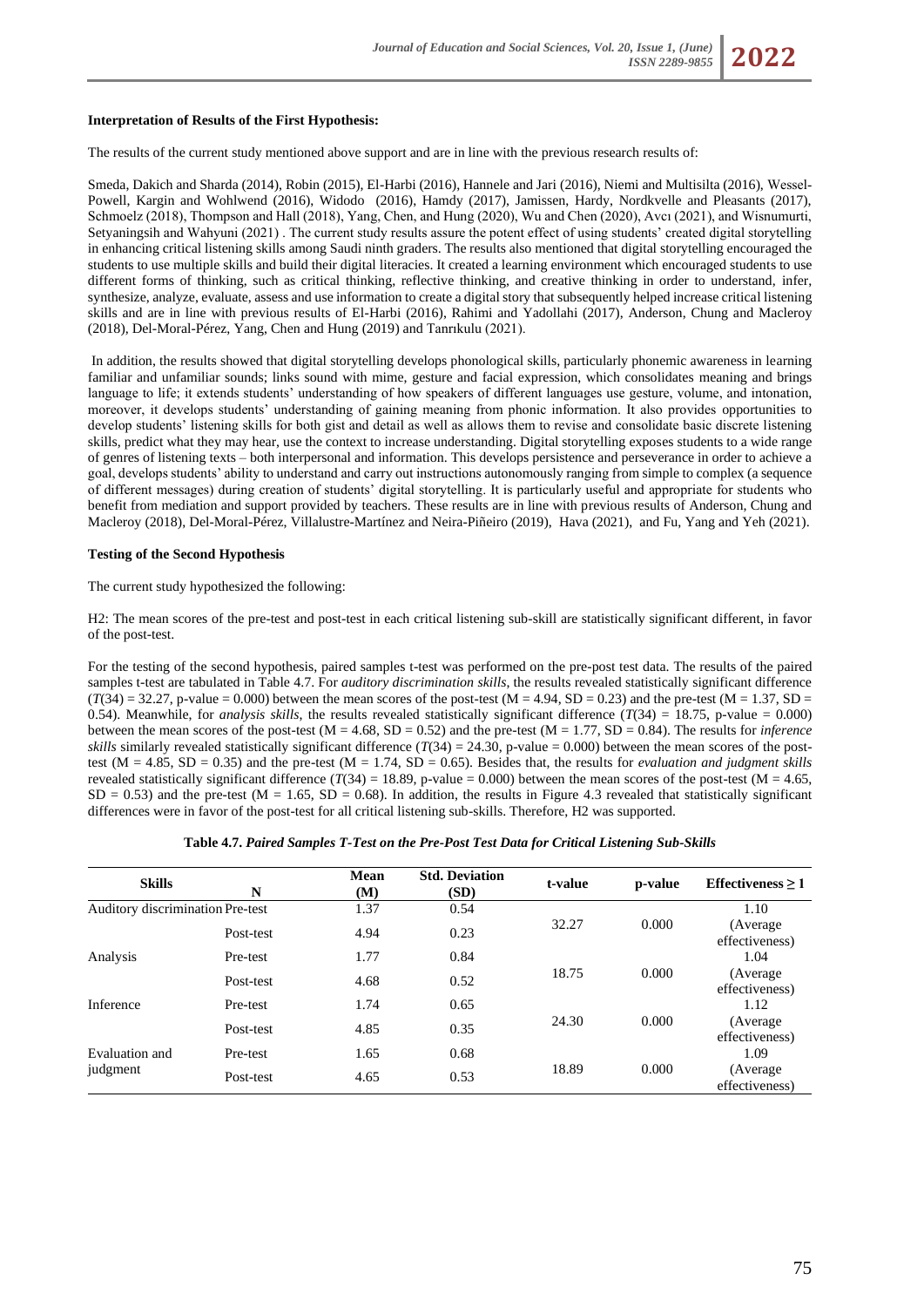**Interpretation of Results of the First Hypothesis:**

The results of the current study mentioned above support and are in line with the previous research results of:

Smeda, Dakich and Sharda (2014), Robin (2015), El-Harbi (2016), Hannele and Jari (2016), Niemi and Multisilta (2016), Wessel-Powell, Kargin and Wohlwend (2016), Widodo (2016), Hamdy (2017), Jamissen, Hardy, Nordkvelle and Pleasants (2017), Schmoelz (2018), Thompson and Hall (2018), Yang, Chen, and Hung (2020), Wu and Chen (2020), Avcı (2021), and Wisnumurti, Setyaningsih and Wahyuni (2021) . The current study results assure the potent effect of using students' created digital storytelling in enhancing critical listening skills among Saudi ninth graders. The results also mentioned that digital storytelling encouraged the students to use multiple skills and build their digital literacies. It created a learning environment which encouraged students to use different forms of thinking, such as critical thinking, reflective thinking, and creative thinking in order to understand, infer, synthesize, analyze, evaluate, assess and use information to create a digital story that subsequently helped increase critical listening skills and are in line with previous results of El-Harbi (2016), Rahimi and Yadollahi (2017), Anderson, Chung and Macleroy (2018), Del-Moral-Pérez, Yang, Chen and Hung (2019) and Tanrıkulu (2021).

In addition, the results showed that digital storytelling develops phonological skills, particularly phonemic awareness in learning familiar and unfamiliar sounds; links sound with mime, gesture and facial expression, which consolidates meaning and brings language to life; it extends students' understanding of how speakers of different languages use gesture, volume, and intonation, moreover, it develops students' understanding of gaining meaning from phonic information. It also provides opportunities to develop students' listening skills for both gist and detail as well as allows them to revise and consolidate basic discrete listening skills, predict what they may hear, use the context to increase understanding. Digital storytelling exposes students to a wide range of genres of listening texts – both interpersonal and information. This develops persistence and perseverance in order to achieve a goal, develops students' ability to understand and carry out instructions autonomously ranging from simple to complex (a sequence of different messages) during creation of students' digital storytelling. It is particularly useful and appropriate for students who benefit from mediation and support provided by teachers. These results are in line with previous results of Anderson, Chung and Macleroy (2018), Del-Moral-Pérez, Villalustre-Martínez and Neira-Piñeiro (2019), Hava (2021), and Fu, Yang and Yeh (2021).

**Testing of the Second Hypothesis**

The current study hypothesized the following:

H2: The mean scores of the pre-test and post-test in each critical listening sub-skill are statistically significant different, in favor of the post-test.

For the testing of the second hypothesis, paired samples t-test was performed on the pre-post test data. The results of the paired samples t-test are tabulated in Table 4.7. For *auditory discrimination skills*, the results revealed statistically significant difference ($T(34) = 32.27$, p-value = 0.000) between the mean scores of the post-test (M = 4.94, SD = 0.23) and the pre-test (M = 1.37, SD = 0.54). Meanwhile, for *analysis skills*, the results revealed statistically significant difference ($T(34) = 18.75$, p-value = 0.000) between the mean scores of the post-test (M = 4.68, SD = 0.52) and the pre-test (M = 1.77, SD = 0.84). The results for *inference skills* similarly revealed statistically significant difference ($T(34) = 24.30$, p-value = 0.000) between the mean scores of the post-test (M = 4.85, SD = 0.35) and the pre-test (M = 1.74, SD = 0.65). Besides that, the results for *evaluation and judgment skills* revealed statistically significant difference ($T(34) = 18.89$, p-value = 0.000) between the mean scores of the post-test (M = 4.65, SD = 0.53) and the pre-test (M = 1.65, SD = 0.68). In addition, the results in Figure 4.3 revealed that statistically significant differences were in favor of the post-test for all critical listening sub-skills. Therefore, H2 was supported.

**Table 4.7.** ***Paired Samples T-Test on the Pre-Post Test Data for Critical Listening Sub-Skills***

| Skills | N | Mean (M) | Std. Deviation (SD) | t-value | p-value | Effectiveness ≥ 1 |
|---|---|---|---|---|---|---|
| Auditory discrimination | Pre-test | 1.37 | 0.54 | 32.27 | 0.000 | 1.10 (Average effectiveness) |
| | Post-test | 4.94 | 0.23 | | | |
| Analysis | Pre-test | 1.77 | 0.84 | 18.75 | 0.000 | 1.04 (Average effectiveness) |
| | Post-test | 4.68 | 0.52 | | | |
| Inference | Pre-test | 1.74 | 0.65 | 24.30 | 0.000 | 1.12 (Average effectiveness) |
| | Post-test | 4.85 | 0.35 | | | |
| Evaluation and judgment | Pre-test | 1.65 | 0.68 | 18.89 | 0.000 | 1.09 (Average effectiveness) |
| | Post-test | 4.65 | 0.53 | | | |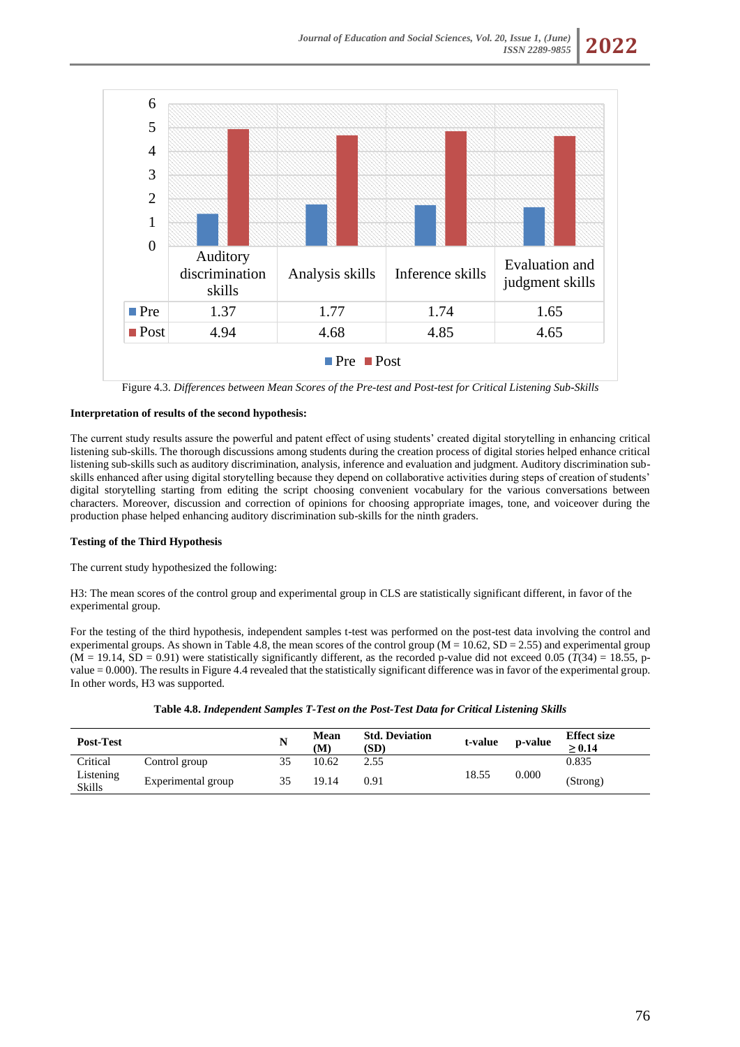| | Auditory discrimination skills | Analysis skills | Inference skills | Evaluation and judgment skills |
|---|---|---|---|---|
| Pre | 1.37 | 1.77 | 1.74 | 1.65 |
| Post | 4.94 | 4.68 | 4.85 | 4.65 |

Figure 4.3. *Differences between Mean Scores of the Pre-test and Post-test for Critical Listening Sub-Skills*

**Interpretation of results of the second hypothesis:**

The current study results assure the powerful and patent effect of using students' created digital storytelling in enhancing critical listening sub-skills. The thorough discussions among students during the creation process of digital stories helped enhance critical listening sub-skills such as auditory discrimination, analysis, inference and evaluation and judgment. Auditory discrimination sub-skills enhanced after using digital storytelling because they depend on collaborative activities during steps of creation of students' digital storytelling starting from editing the script choosing convenient vocabulary for the various conversations between characters. Moreover, discussion and correction of opinions for choosing appropriate images, tone, and voiceover during the production phase helped enhancing auditory discrimination sub-skills for the ninth graders.

**Testing of the Third Hypothesis**

The current study hypothesized the following:

H3: The mean scores of the control group and experimental group in CLS are statistically significant different, in favor of the experimental group.

For the testing of the third hypothesis, independent samples t-test was performed on the post-test data involving the control and experimental groups. As shown in Table 4.8, the mean scores of the control group (M = 10.62, SD = 2.55) and experimental group (M = 19.14, SD = 0.91) were statistically significantly different, as the recorded p-value did not exceed 0.05 ($T(34) = 18.55$, p-value = 0.000). The results in Figure 4.4 revealed that the statistically significant difference was in favor of the experimental group. In other words, H3 was supported.

**Table 4.8.** ***Independent Samples T-Test on the Post-Test Data for Critical Listening Skills***

| Post-Test | | N | Mean (M) | Std. Deviation (SD) | t-value | p-value | Effect size ≥ 0.14 |
|---|---|---|---|---|---|---|---|
| Critical Listening Skills | Control group | 35 | 10.62 | 2.55 | 18.55 | 0.000 | 0.835 |
| | Experimental group | 35 | 19.14 | 0.91 | | | (Strong) |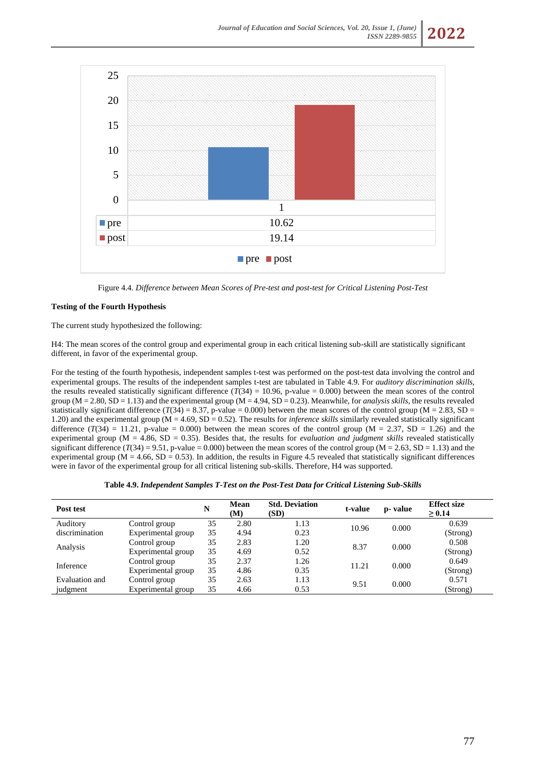| | 1 |
|---|---|
| pre | 10.62 |
| post | 19.14 |

Figure 4.4. *Difference between Mean Scores of Pre-test and post-test for Critical Listening Post-Test*

**Testing of the Fourth Hypothesis**

The current study hypothesized the following:

H4: The mean scores of the control group and experimental group in each critical listening sub-skill are statistically significant different, in favor of the experimental group.

For the testing of the fourth hypothesis, independent samples t-test was performed on the post-test data involving the control and experimental groups. The results of the independent samples t-test are tabulated in Table 4.9. For *auditory discrimination skills*, the results revealed statistically significant difference ($T(34)$ = 10.96, p-value = 0.000) between the mean scores of the control group (M = 2.80, SD = 1.13) and the experimental group (M = 4.94, SD = 0.23). Meanwhile, for *analysis skills*, the results revealed statistically significant difference ($T(34)$ = 8.37, p-value = 0.000) between the mean scores of the control group (M = 2.83, SD = 1.20) and the experimental group (M = 4.69, SD = 0.52). The results for *inference skills* similarly revealed statistically significant difference ($T(34)$ = 11.21, p-value = 0.000) between the mean scores of the control group (M = 2.37, SD = 1.26) and the experimental group (M = 4.86, SD = 0.35). Besides that, the results for *evaluation and judgment skills* revealed statistically significant difference ($T(34)$ = 9.51, p-value = 0.000) between the mean scores of the control group (M = 2.63, SD = 1.13) and the experimental group (M = 4.66, SD = 0.53). In addition, the results in Figure 4.5 revealed that statistically significant differences were in favor of the experimental group for all critical listening sub-skills. Therefore, H4 was supported.

**Table 4.9. *Independent Samples T-Test on the Post-Test Data for Critical Listening Sub-Skills***

| Post test | | N | Mean (M) | Std. Deviation (SD) | t-value | p- value | Effect size ≥ 0.14 |
|---|---|---|---|---|---|---|---|
| Auditory discrimination | Control group | 35 | 2.80 | 1.13 | 10.96 | 0.000 | 0.639 (Strong) |
| | Experimental group | 35 | 4.94 | 0.23 | | | |
| Analysis | Control group | 35 | 2.83 | 1.20 | 8.37 | 0.000 | 0.508 (Strong) |
| | Experimental group | 35 | 4.69 | 0.52 | | | |
| Inference | Control group | 35 | 2.37 | 1.26 | 11.21 | 0.000 | 0.649 (Strong) |
| | Experimental group | 35 | 4.86 | 0.35 | | | |
| Evaluation and judgment | Control group | 35 | 2.63 | 1.13 | 9.51 | 0.000 | 0.571 (Strong) |
| | Experimental group | 35 | 4.66 | 0.53 | | | |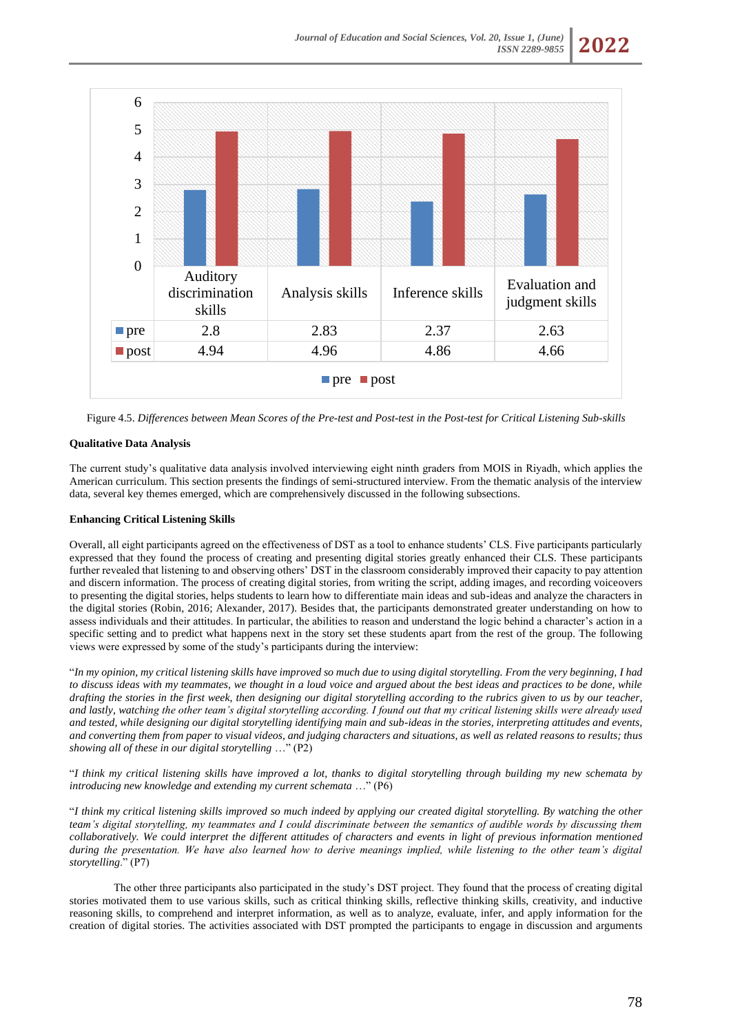|  | Auditory discrimination skills | Analysis skills | Inference skills | Evaluation and judgment skills |
|---|---|---|---|---|
| pre | 2.8 | 2.83 | 2.37 | 2.63 |
| post | 4.94 | 4.96 | 4.86 | 4.66 |

Figure 4.5. *Differences between Mean Scores of the Pre-test and Post-test in the Post-test for Critical Listening Sub-skills*

**Qualitative Data Analysis**

The current study's qualitative data analysis involved interviewing eight ninth graders from MOIS in Riyadh, which applies the American curriculum. This section presents the findings of semi-structured interview. From the thematic analysis of the interview data, several key themes emerged, which are comprehensively discussed in the following subsections.

**Enhancing Critical Listening Skills**

Overall, all eight participants agreed on the effectiveness of DST as a tool to enhance students' CLS. Five participants particularly expressed that they found the process of creating and presenting digital stories greatly enhanced their CLS. These participants further revealed that listening to and observing others' DST in the classroom considerably improved their capacity to pay attention and discern information. The process of creating digital stories, from writing the script, adding images, and recording voiceovers to presenting the digital stories, helps students to learn how to differentiate main ideas and sub-ideas and analyze the characters in the digital stories (Robin, 2016; Alexander, 2017). Besides that, the participants demonstrated greater understanding on how to assess individuals and their attitudes. In particular, the abilities to reason and understand the logic behind a character's action in a specific setting and to predict what happens next in the story set these students apart from the rest of the group. The following views were expressed by some of the study's participants during the interview:

"*In my opinion, my critical listening skills have improved so much due to using digital storytelling. From the very beginning, I had to discuss ideas with my teammates, we thought in a loud voice and argued about the best ideas and practices to be done, while drafting the stories in the first week, then designing our digital storytelling according to the rubrics given to us by our teacher, and lastly, watching the other team's digital storytelling according. I found out that my critical listening skills were already used and tested, while designing our digital storytelling identifying main and sub-ideas in the stories, interpreting attitudes and events, and converting them from paper to visual videos, and judging characters and situations, as well as related reasons to results; thus showing all of these in our digital storytelling …*" (P2)

"*I think my critical listening skills have improved a lot, thanks to digital storytelling through building my new schemata by introducing new knowledge and extending my current schemata …*" (P6)

"*I think my critical listening skills improved so much indeed by applying our created digital storytelling. By watching the other team's digital storytelling, my teammates and I could discriminate between the semantics of audible words by discussing them collaboratively. We could interpret the different attitudes of characters and events in light of previous information mentioned during the presentation. We have also learned how to derive meanings implied, while listening to the other team's digital storytelling.*" (P7)

The other three participants also participated in the study's DST project. They found that the process of creating digital stories motivated them to use various skills, such as critical thinking skills, reflective thinking skills, creativity, and inductive reasoning skills, to comprehend and interpret information, as well as to analyze, evaluate, infer, and apply information for the creation of digital stories. The activities associated with DST prompted the participants to engage in discussion and arguments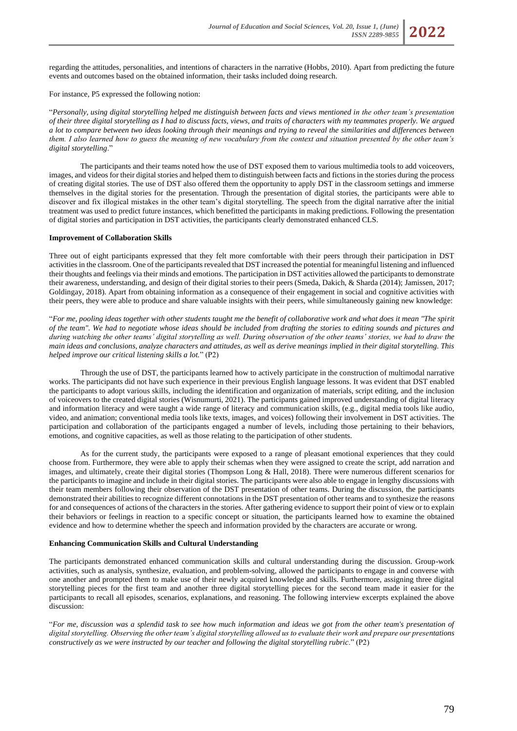regarding the attitudes, personalities, and intentions of characters in the narrative (Hobbs, 2010). Apart from predicting the future events and outcomes based on the obtained information, their tasks included doing research.

For instance, P5 expressed the following notion:

"*Personally, using digital storytelling helped me distinguish between facts and views mentioned in the other team's presentation of their three digital storytelling as I had to discuss facts, views, and traits of characters with my teammates properly. We argued a lot to compare between two ideas looking through their meanings and trying to reveal the similarities and differences between them. I also learned how to guess the meaning of new vocabulary from the context and situation presented by the other team's digital storytelling*."

The participants and their teams noted how the use of DST exposed them to various multimedia tools to add voiceovers, images, and videos for their digital stories and helped them to distinguish between facts and fictions in the stories during the process of creating digital stories. The use of DST also offered them the opportunity to apply DST in the classroom settings and immerse themselves in the digital stories for the presentation. Through the presentation of digital stories, the participants were able to discover and fix illogical mistakes in the other team's digital storytelling. The speech from the digital narrative after the initial treatment was used to predict future instances, which benefitted the participants in making predictions. Following the presentation of digital stories and participation in DST activities, the participants clearly demonstrated enhanced CLS.

**Improvement of Collaboration Skills**

Three out of eight participants expressed that they felt more comfortable with their peers through their participation in DST activities in the classroom. One of the participants revealed that DST increased the potential for meaningful listening and influenced their thoughts and feelings via their minds and emotions. The participation in DST activities allowed the participants to demonstrate their awareness, understanding, and design of their digital stories to their peers (Smeda, Dakich, & Sharda (2014); Jamissen, 2017; Goldingay, 2018). Apart from obtaining information as a consequence of their engagement in social and cognitive activities with their peers, they were able to produce and share valuable insights with their peers, while simultaneously gaining new knowledge:

"*For me, pooling ideas together with other students taught me the benefit of collaborative work and what does it mean "The spirit of the team". We had to negotiate whose ideas should be included from drafting the stories to editing sounds and pictures and during watching the other teams' digital storytelling as well. During observation of the other teams' stories, we had to draw the main ideas and conclusions, analyze characters and attitudes, as well as derive meanings implied in their digital storytelling. This helped improve our critical listening skills a lot.*" (P2)

Through the use of DST, the participants learned how to actively participate in the construction of multimodal narrative works. The participants did not have such experience in their previous English language lessons. It was evident that DST enabled the participants to adopt various skills, including the identification and organization of materials, script editing, and the inclusion of voiceovers to the created digital stories (Wisnumurti, 2021). The participants gained improved understanding of digital literacy and information literacy and were taught a wide range of literacy and communication skills, (e.g., digital media tools like audio, video, and animation; conventional media tools like texts, images, and voices) following their involvement in DST activities. The participation and collaboration of the participants engaged a number of levels, including those pertaining to their behaviors, emotions, and cognitive capacities, as well as those relating to the participation of other students.

As for the current study, the participants were exposed to a range of pleasant emotional experiences that they could choose from. Furthermore, they were able to apply their schemas when they were assigned to create the script, add narration and images, and ultimately, create their digital stories (Thompson Long & Hall, 2018). There were numerous different scenarios for the participants to imagine and include in their digital stories. The participants were also able to engage in lengthy discussions with their team members following their observation of the DST presentation of other teams. During the discussion, the participants demonstrated their abilities to recognize different connotations in the DST presentation of other teams and to synthesize the reasons for and consequences of actions of the characters in the stories. After gathering evidence to support their point of view or to explain their behaviors or feelings in reaction to a specific concept or situation, the participants learned how to examine the obtained evidence and how to determine whether the speech and information provided by the characters are accurate or wrong.

**Enhancing Communication Skills and Cultural Understanding**

The participants demonstrated enhanced communication skills and cultural understanding during the discussion. Group-work activities, such as analysis, synthesize, evaluation, and problem-solving, allowed the participants to engage in and converse with one another and prompted them to make use of their newly acquired knowledge and skills. Furthermore, assigning three digital storytelling pieces for the first team and another three digital storytelling pieces for the second team made it easier for the participants to recall all episodes, scenarios, explanations, and reasoning. The following interview excerpts explained the above discussion:

"*For me, discussion was a splendid task to see how much information and ideas we got from the other team's presentation of digital storytelling. Observing the other team's digital storytelling allowed us to evaluate their work and prepare our presentations constructively as we were instructed by our teacher and following the digital storytelling rubric*." (P2)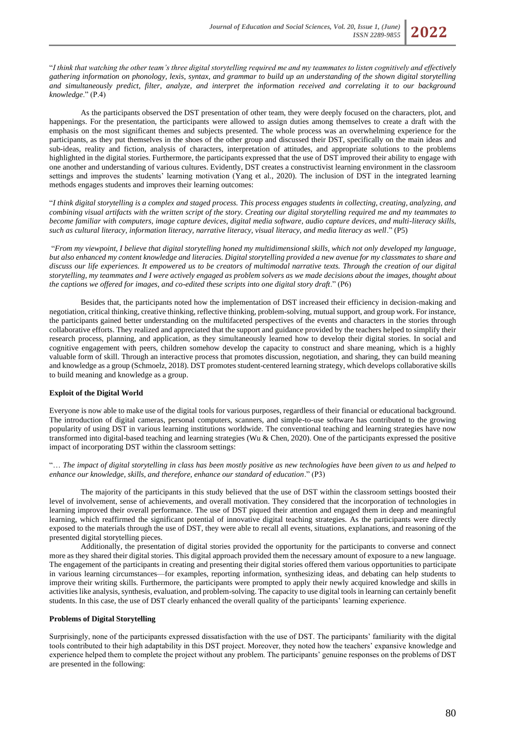"*I think that watching the other team's three digital storytelling required me and my teammates to listen cognitively and effectively gathering information on phonology, lexis, syntax, and grammar to build up an understanding of the shown digital storytelling and simultaneously predict, filter, analyze, and interpret the information received and correlating it to our background knowledge*." (P.4)

As the participants observed the DST presentation of other team, they were deeply focused on the characters, plot, and happenings. For the presentation, the participants were allowed to assign duties among themselves to create a draft with the emphasis on the most significant themes and subjects presented. The whole process was an overwhelming experience for the participants, as they put themselves in the shoes of the other group and discussed their DST, specifically on the main ideas and sub-ideas, reality and fiction, analysis of characters, interpretation of attitudes, and appropriate solutions to the problems highlighted in the digital stories. Furthermore, the participants expressed that the use of DST improved their ability to engage with one another and understanding of various cultures. Evidently, DST creates a constructivist learning environment in the classroom settings and improves the students' learning motivation (Yang et al., 2020). The inclusion of DST in the integrated learning methods engages students and improves their learning outcomes:

"*I think digital storytelling is a complex and staged process. This process engages students in collecting, creating, analyzing, and combining visual artifacts with the written script of the story. Creating our digital storytelling required me and my teammates to become familiar with computers, image capture devices, digital media software, audio capture devices, and multi-literacy skills, such as cultural literacy, information literacy, narrative literacy, visual literacy, and media literacy as well*." (P5)

"*From my viewpoint, I believe that digital storytelling honed my multidimensional skills, which not only developed my language, but also enhanced my content knowledge and literacies. Digital storytelling provided a new avenue for my classmates to share and discuss our life experiences. It empowered us to be creators of multimodal narrative texts. Through the creation of our digital storytelling, my teammates and I were actively engaged as problem solvers as we made decisions about the images, thought about the captions we offered for images, and co-edited these scripts into one digital story draft*." (P6)

Besides that, the participants noted how the implementation of DST increased their efficiency in decision-making and negotiation, critical thinking, creative thinking, reflective thinking, problem-solving, mutual support, and group work. For instance, the participants gained better understanding on the multifaceted perspectives of the events and characters in the stories through collaborative efforts. They realized and appreciated that the support and guidance provided by the teachers helped to simplify their research process, planning, and application, as they simultaneously learned how to develop their digital stories. In social and cognitive engagement with peers, children somehow develop the capacity to construct and share meaning, which is a highly valuable form of skill. Through an interactive process that promotes discussion, negotiation, and sharing, they can build meaning and knowledge as a group (Schmoelz, 2018). DST promotes student-centered learning strategy, which develops collaborative skills to build meaning and knowledge as a group.

**Exploit of the Digital World**

Everyone is now able to make use of the digital tools for various purposes, regardless of their financial or educational background. The introduction of digital cameras, personal computers, scanners, and simple-to-use software has contributed to the growing popularity of using DST in various learning institutions worldwide. The conventional teaching and learning strategies have now transformed into digital-based teaching and learning strategies (Wu & Chen, 2020). One of the participants expressed the positive impact of incorporating DST within the classroom settings:

"… *The impact of digital storytelling in class has been mostly positive as new technologies have been given to us and helped to enhance our knowledge, skills, and therefore, enhance our standard of education*." (P3)

The majority of the participants in this study believed that the use of DST within the classroom settings boosted their level of involvement, sense of achievements, and overall motivation. They considered that the incorporation of technologies in learning improved their overall performance. The use of DST piqued their attention and engaged them in deep and meaningful learning, which reaffirmed the significant potential of innovative digital teaching strategies. As the participants were directly exposed to the materials through the use of DST, they were able to recall all events, situations, explanations, and reasoning of the presented digital storytelling pieces.

Additionally, the presentation of digital stories provided the opportunity for the participants to converse and connect more as they shared their digital stories. This digital approach provided them the necessary amount of exposure to a new language. The engagement of the participants in creating and presenting their digital stories offered them various opportunities to participate in various learning circumstances—for examples, reporting information, synthesizing ideas, and debating can help students to improve their writing skills. Furthermore, the participants were prompted to apply their newly acquired knowledge and skills in activities like analysis, synthesis, evaluation, and problem-solving. The capacity to use digital tools in learning can certainly benefit students. In this case, the use of DST clearly enhanced the overall quality of the participants' learning experience.

**Problems of Digital Storytelling**

Surprisingly, none of the participants expressed dissatisfaction with the use of DST. The participants' familiarity with the digital tools contributed to their high adaptability in this DST project. Moreover, they noted how the teachers' expansive knowledge and experience helped them to complete the project without any problem. The participants' genuine responses on the problems of DST are presented in the following: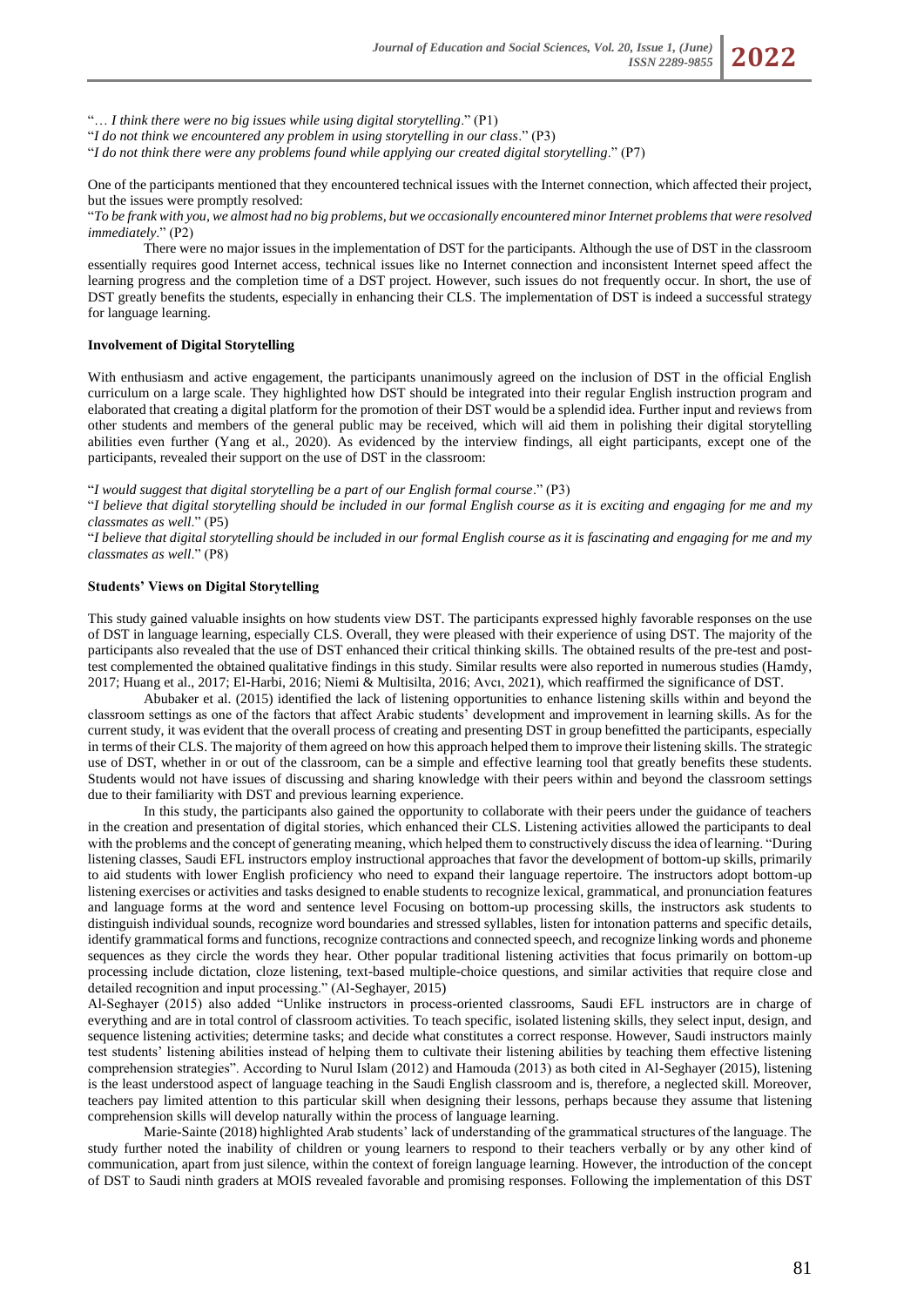"… *I think there were no big issues while using digital storytelling*." (P1)

"*I do not think we encountered any problem in using storytelling in our class*." (P3)

"*I do not think there were any problems found while applying our created digital storytelling*." (P7)

One of the participants mentioned that they encountered technical issues with the Internet connection, which affected their project, but the issues were promptly resolved:

"*To be frank with you, we almost had no big problems, but we occasionally encountered minor Internet problems that were resolved immediately*." (P2)

There were no major issues in the implementation of DST for the participants. Although the use of DST in the classroom essentially requires good Internet access, technical issues like no Internet connection and inconsistent Internet speed affect the learning progress and the completion time of a DST project. However, such issues do not frequently occur. In short, the use of DST greatly benefits the students, especially in enhancing their CLS. The implementation of DST is indeed a successful strategy for language learning.

**Involvement of Digital Storytelling**

With enthusiasm and active engagement, the participants unanimously agreed on the inclusion of DST in the official English curriculum on a large scale. They highlighted how DST should be integrated into their regular English instruction program and elaborated that creating a digital platform for the promotion of their DST would be a splendid idea. Further input and reviews from other students and members of the general public may be received, which will aid them in polishing their digital storytelling abilities even further (Yang et al., 2020). As evidenced by the interview findings, all eight participants, except one of the participants, revealed their support on the use of DST in the classroom:

"*I would suggest that digital storytelling be a part of our English formal course*." (P3)

"*I believe that digital storytelling should be included in our formal English course as it is exciting and engaging for me and my classmates as well*." (P5)

"*I believe that digital storytelling should be included in our formal English course as it is fascinating and engaging for me and my classmates as well*." (P8)

**Students' Views on Digital Storytelling**

This study gained valuable insights on how students view DST. The participants expressed highly favorable responses on the use of DST in language learning, especially CLS. Overall, they were pleased with their experience of using DST. The majority of the participants also revealed that the use of DST enhanced their critical thinking skills. The obtained results of the pre-test and post-test complemented the obtained qualitative findings in this study. Similar results were also reported in numerous studies (Hamdy, 2017; Huang et al., 2017; El-Harbi, 2016; Niemi & Multisilta, 2016; Avcı, 2021), which reaffirmed the significance of DST.

Abubaker et al. (2015) identified the lack of listening opportunities to enhance listening skills within and beyond the classroom settings as one of the factors that affect Arabic students' development and improvement in learning skills. As for the current study, it was evident that the overall process of creating and presenting DST in group benefitted the participants, especially in terms of their CLS. The majority of them agreed on how this approach helped them to improve their listening skills. The strategic use of DST, whether in or out of the classroom, can be a simple and effective learning tool that greatly benefits these students. Students would not have issues of discussing and sharing knowledge with their peers within and beyond the classroom settings due to their familiarity with DST and previous learning experience.

In this study, the participants also gained the opportunity to collaborate with their peers under the guidance of teachers in the creation and presentation of digital stories, which enhanced their CLS. Listening activities allowed the participants to deal with the problems and the concept of generating meaning, which helped them to constructively discuss the idea of learning. "During listening classes, Saudi EFL instructors employ instructional approaches that favor the development of bottom-up skills, primarily to aid students with lower English proficiency who need to expand their language repertoire. The instructors adopt bottom-up listening exercises or activities and tasks designed to enable students to recognize lexical, grammatical, and pronunciation features and language forms at the word and sentence level Focusing on bottom-up processing skills, the instructors ask students to distinguish individual sounds, recognize word boundaries and stressed syllables, listen for intonation patterns and specific details, identify grammatical forms and functions, recognize contractions and connected speech, and recognize linking words and phoneme sequences as they circle the words they hear. Other popular traditional listening activities that focus primarily on bottom-up processing include dictation, cloze listening, text-based multiple-choice questions, and similar activities that require close and detailed recognition and input processing." (Al-Seghayer, 2015)

Al-Seghayer (2015) also added "Unlike instructors in process-oriented classrooms, Saudi EFL instructors are in charge of everything and are in total control of classroom activities. To teach specific, isolated listening skills, they select input, design, and sequence listening activities; determine tasks; and decide what constitutes a correct response. However, Saudi instructors mainly test students' listening abilities instead of helping them to cultivate their listening abilities by teaching them effective listening comprehension strategies". According to Nurul Islam (2012) and Hamouda (2013) as both cited in Al-Seghayer (2015), listening is the least understood aspect of language teaching in the Saudi English classroom and is, therefore, a neglected skill. Moreover, teachers pay limited attention to this particular skill when designing their lessons, perhaps because they assume that listening comprehension skills will develop naturally within the process of language learning.

Marie-Sainte (2018) highlighted Arab students' lack of understanding of the grammatical structures of the language. The study further noted the inability of children or young learners to respond to their teachers verbally or by any other kind of communication, apart from just silence, within the context of foreign language learning. However, the introduction of the concept of DST to Saudi ninth graders at MOIS revealed favorable and promising responses. Following the implementation of this DST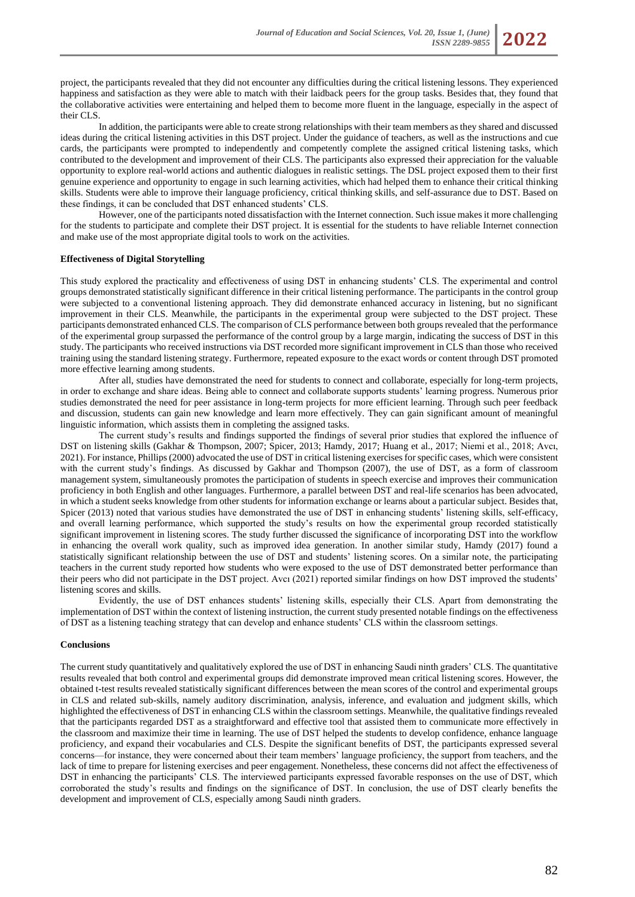project, the participants revealed that they did not encounter any difficulties during the critical listening lessons. They experienced happiness and satisfaction as they were able to match with their laidback peers for the group tasks. Besides that, they found that the collaborative activities were entertaining and helped them to become more fluent in the language, especially in the aspect of their CLS.

In addition, the participants were able to create strong relationships with their team members as they shared and discussed ideas during the critical listening activities in this DST project. Under the guidance of teachers, as well as the instructions and cue cards, the participants were prompted to independently and competently complete the assigned critical listening tasks, which contributed to the development and improvement of their CLS. The participants also expressed their appreciation for the valuable opportunity to explore real-world actions and authentic dialogues in realistic settings. The DSL project exposed them to their first genuine experience and opportunity to engage in such learning activities, which had helped them to enhance their critical thinking skills. Students were able to improve their language proficiency, critical thinking skills, and self-assurance due to DST. Based on these findings, it can be concluded that DST enhanced students' CLS.

However, one of the participants noted dissatisfaction with the Internet connection. Such issue makes it more challenging for the students to participate and complete their DST project. It is essential for the students to have reliable Internet connection and make use of the most appropriate digital tools to work on the activities.

**Effectiveness of Digital Storytelling**

This study explored the practicality and effectiveness of using DST in enhancing students' CLS. The experimental and control groups demonstrated statistically significant difference in their critical listening performance. The participants in the control group were subjected to a conventional listening approach. They did demonstrate enhanced accuracy in listening, but no significant improvement in their CLS. Meanwhile, the participants in the experimental group were subjected to the DST project. These participants demonstrated enhanced CLS. The comparison of CLS performance between both groups revealed that the performance of the experimental group surpassed the performance of the control group by a large margin, indicating the success of DST in this study. The participants who received instructions via DST recorded more significant improvement in CLS than those who received training using the standard listening strategy. Furthermore, repeated exposure to the exact words or content through DST promoted more effective learning among students.

After all, studies have demonstrated the need for students to connect and collaborate, especially for long-term projects, in order to exchange and share ideas. Being able to connect and collaborate supports students' learning progress. Numerous prior studies demonstrated the need for peer assistance in long-term projects for more efficient learning. Through such peer feedback and discussion, students can gain new knowledge and learn more effectively. They can gain significant amount of meaningful linguistic information, which assists them in completing the assigned tasks.

The current study's results and findings supported the findings of several prior studies that explored the influence of DST on listening skills (Gakhar & Thompson, 2007; Spicer, 2013; Hamdy, 2017; Huang et al., 2017; Niemi et al., 2018; Avcı, 2021). For instance, Phillips (2000) advocated the use of DST in critical listening exercises for specific cases, which were consistent with the current study's findings. As discussed by Gakhar and Thompson (2007), the use of DST, as a form of classroom management system, simultaneously promotes the participation of students in speech exercise and improves their communication proficiency in both English and other languages. Furthermore, a parallel between DST and real-life scenarios has been advocated, in which a student seeks knowledge from other students for information exchange or learns about a particular subject. Besides that, Spicer (2013) noted that various studies have demonstrated the use of DST in enhancing students' listening skills, self-efficacy, and overall learning performance, which supported the study's results on how the experimental group recorded statistically significant improvement in listening scores. The study further discussed the significance of incorporating DST into the workflow in enhancing the overall work quality, such as improved idea generation. In another similar study, Hamdy (2017) found a statistically significant relationship between the use of DST and students' listening scores. On a similar note, the participating teachers in the current study reported how students who were exposed to the use of DST demonstrated better performance than their peers who did not participate in the DST project. Avcı (2021) reported similar findings on how DST improved the students' listening scores and skills.

Evidently, the use of DST enhances students' listening skills, especially their CLS. Apart from demonstrating the implementation of DST within the context of listening instruction, the current study presented notable findings on the effectiveness of DST as a listening teaching strategy that can develop and enhance students' CLS within the classroom settings.

**Conclusions**

The current study quantitatively and qualitatively explored the use of DST in enhancing Saudi ninth graders' CLS. The quantitative results revealed that both control and experimental groups did demonstrate improved mean critical listening scores. However, the obtained t-test results revealed statistically significant differences between the mean scores of the control and experimental groups in CLS and related sub-skills, namely auditory discrimination, analysis, inference, and evaluation and judgment skills, which highlighted the effectiveness of DST in enhancing CLS within the classroom settings. Meanwhile, the qualitative findings revealed that the participants regarded DST as a straightforward and effective tool that assisted them to communicate more effectively in the classroom and maximize their time in learning. The use of DST helped the students to develop confidence, enhance language proficiency, and expand their vocabularies and CLS. Despite the significant benefits of DST, the participants expressed several concerns—for instance, they were concerned about their team members' language proficiency, the support from teachers, and the lack of time to prepare for listening exercises and peer engagement. Nonetheless, these concerns did not affect the effectiveness of DST in enhancing the participants' CLS. The interviewed participants expressed favorable responses on the use of DST, which corroborated the study's results and findings on the significance of DST. In conclusion, the use of DST clearly benefits the development and improvement of CLS, especially among Saudi ninth graders.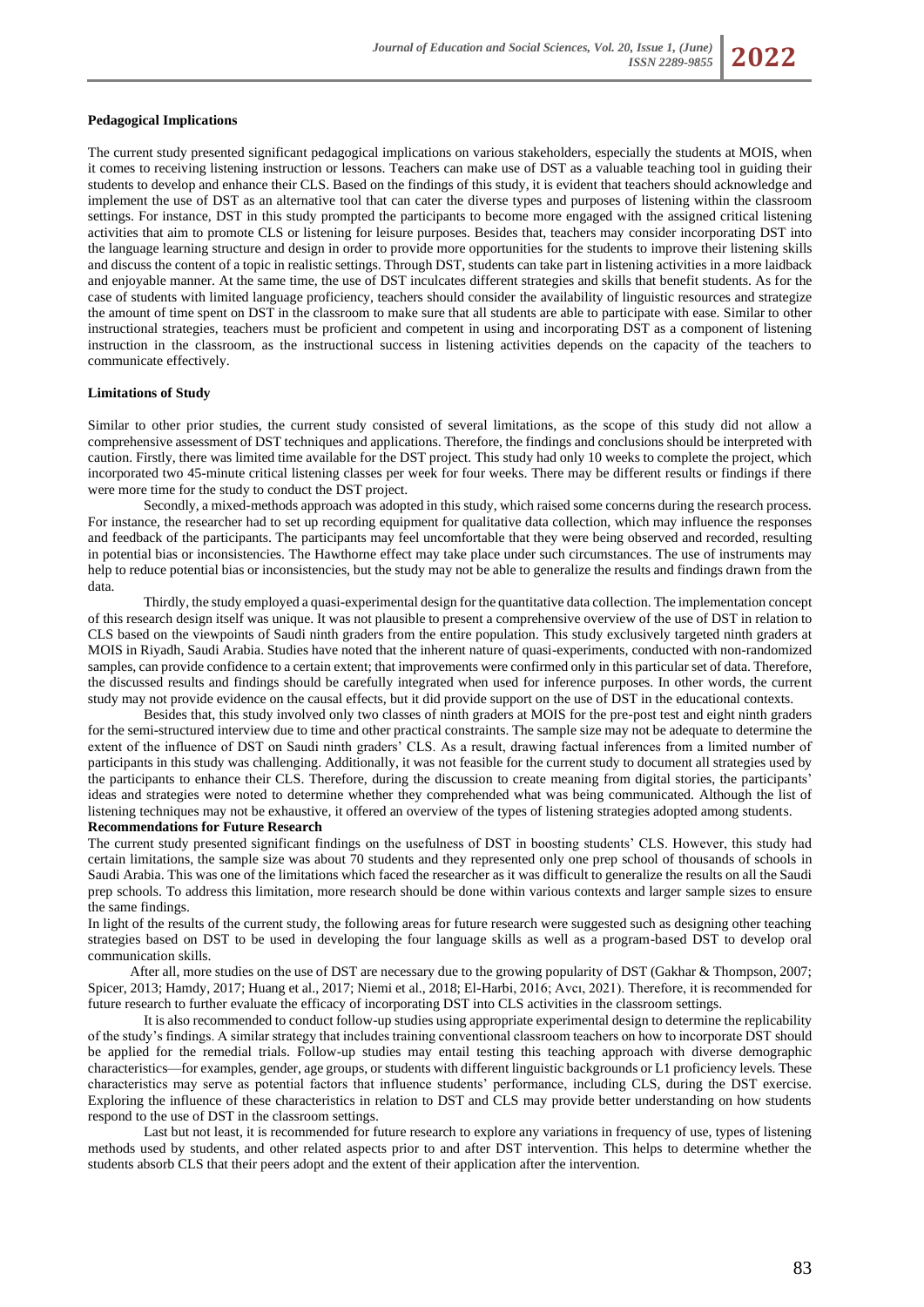**Pedagogical Implications**

The current study presented significant pedagogical implications on various stakeholders, especially the students at MOIS, when it comes to receiving listening instruction or lessons. Teachers can make use of DST as a valuable teaching tool in guiding their students to develop and enhance their CLS. Based on the findings of this study, it is evident that teachers should acknowledge and implement the use of DST as an alternative tool that can cater the diverse types and purposes of listening within the classroom settings. For instance, DST in this study prompted the participants to become more engaged with the assigned critical listening activities that aim to promote CLS or listening for leisure purposes. Besides that, teachers may consider incorporating DST into the language learning structure and design in order to provide more opportunities for the students to improve their listening skills and discuss the content of a topic in realistic settings. Through DST, students can take part in listening activities in a more laidback and enjoyable manner. At the same time, the use of DST inculcates different strategies and skills that benefit students. As for the case of students with limited language proficiency, teachers should consider the availability of linguistic resources and strategize the amount of time spent on DST in the classroom to make sure that all students are able to participate with ease. Similar to other instructional strategies, teachers must be proficient and competent in using and incorporating DST as a component of listening instruction in the classroom, as the instructional success in listening activities depends on the capacity of the teachers to communicate effectively.

**Limitations of Study**

Similar to other prior studies, the current study consisted of several limitations, as the scope of this study did not allow a comprehensive assessment of DST techniques and applications. Therefore, the findings and conclusions should be interpreted with caution. Firstly, there was limited time available for the DST project. This study had only 10 weeks to complete the project, which incorporated two 45-minute critical listening classes per week for four weeks. There may be different results or findings if there were more time for the study to conduct the DST project.

Secondly, a mixed-methods approach was adopted in this study, which raised some concerns during the research process. For instance, the researcher had to set up recording equipment for qualitative data collection, which may influence the responses and feedback of the participants. The participants may feel uncomfortable that they were being observed and recorded, resulting in potential bias or inconsistencies. The Hawthorne effect may take place under such circumstances. The use of instruments may help to reduce potential bias or inconsistencies, but the study may not be able to generalize the results and findings drawn from the data.

Thirdly, the study employed a quasi-experimental design for the quantitative data collection. The implementation concept of this research design itself was unique. It was not plausible to present a comprehensive overview of the use of DST in relation to CLS based on the viewpoints of Saudi ninth graders from the entire population. This study exclusively targeted ninth graders at MOIS in Riyadh, Saudi Arabia. Studies have noted that the inherent nature of quasi-experiments, conducted with non-randomized samples, can provide confidence to a certain extent; that improvements were confirmed only in this particular set of data. Therefore, the discussed results and findings should be carefully integrated when used for inference purposes. In other words, the current study may not provide evidence on the causal effects, but it did provide support on the use of DST in the educational contexts.

Besides that, this study involved only two classes of ninth graders at MOIS for the pre-post test and eight ninth graders for the semi-structured interview due to time and other practical constraints. The sample size may not be adequate to determine the extent of the influence of DST on Saudi ninth graders' CLS. As a result, drawing factual inferences from a limited number of participants in this study was challenging. Additionally, it was not feasible for the current study to document all strategies used by the participants to enhance their CLS. Therefore, during the discussion to create meaning from digital stories, the participants' ideas and strategies were noted to determine whether they comprehended what was being communicated. Although the list of listening techniques may not be exhaustive, it offered an overview of the types of listening strategies adopted among students.

**Recommendations for Future Research**

The current study presented significant findings on the usefulness of DST in boosting students' CLS. However, this study had certain limitations, the sample size was about 70 students and they represented only one prep school of thousands of schools in Saudi Arabia. This was one of the limitations which faced the researcher as it was difficult to generalize the results on all the Saudi prep schools. To address this limitation, more research should be done within various contexts and larger sample sizes to ensure the same findings.

In light of the results of the current study, the following areas for future research were suggested such as designing other teaching strategies based on DST to be used in developing the four language skills as well as a program-based DST to develop oral communication skills.

After all, more studies on the use of DST are necessary due to the growing popularity of DST (Gakhar & Thompson, 2007; Spicer, 2013; Hamdy, 2017; Huang et al., 2017; Niemi et al., 2018; El-Harbi, 2016; Avcı, 2021). Therefore, it is recommended for future research to further evaluate the efficacy of incorporating DST into CLS activities in the classroom settings.

It is also recommended to conduct follow-up studies using appropriate experimental design to determine the replicability of the study's findings. A similar strategy that includes training conventional classroom teachers on how to incorporate DST should be applied for the remedial trials. Follow-up studies may entail testing this teaching approach with diverse demographic characteristics—for examples, gender, age groups, or students with different linguistic backgrounds or L1 proficiency levels. These characteristics may serve as potential factors that influence students' performance, including CLS, during the DST exercise. Exploring the influence of these characteristics in relation to DST and CLS may provide better understanding on how students respond to the use of DST in the classroom settings.

Last but not least, it is recommended for future research to explore any variations in frequency of use, types of listening methods used by students, and other related aspects prior to and after DST intervention. This helps to determine whether the students absorb CLS that their peers adopt and the extent of their application after the intervention.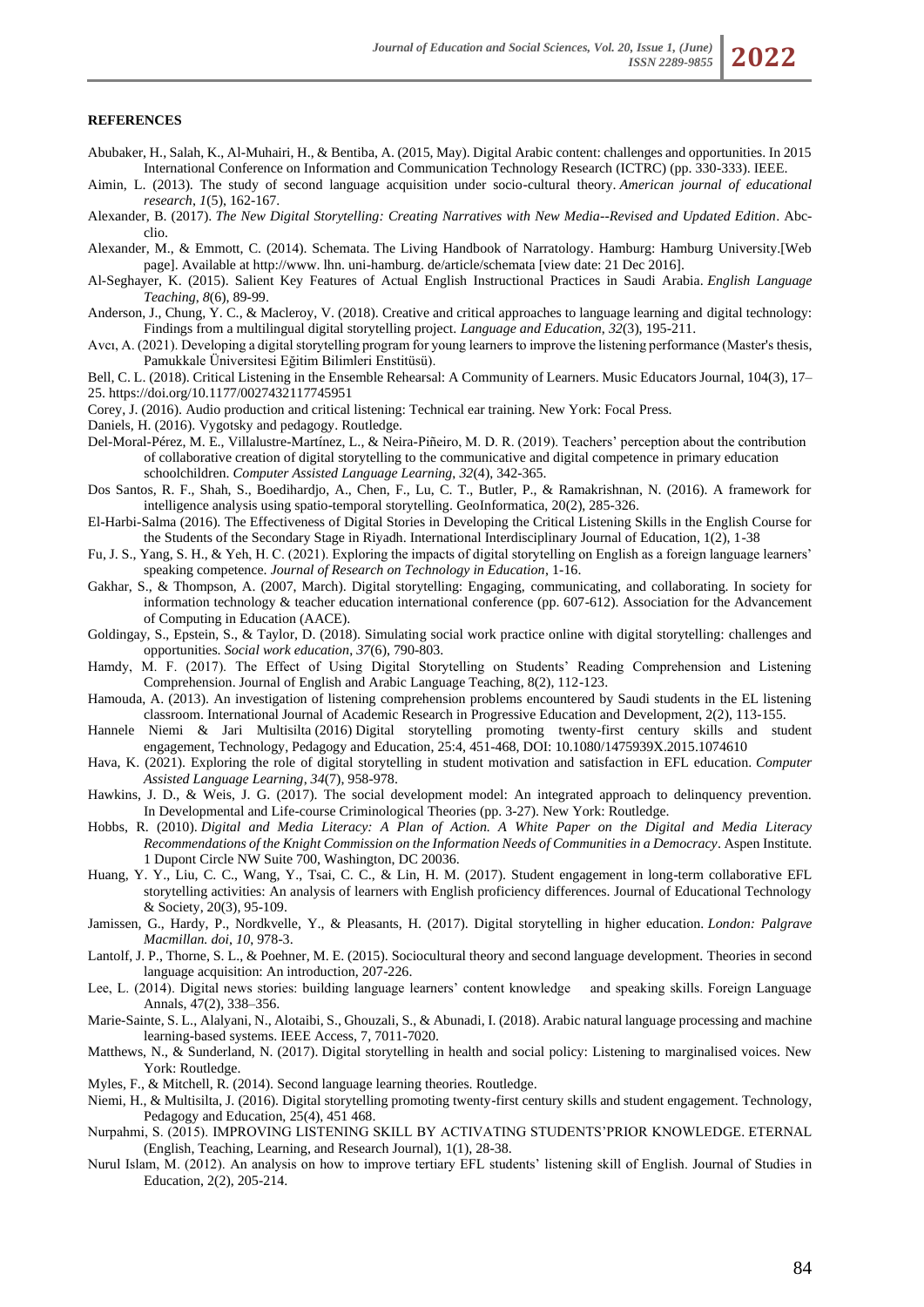**REFERENCES**

Abubaker, H., Salah, K., Al-Muhairi, H., & Bentiba, A. (2015, May). Digital Arabic content: challenges and opportunities. In 2015 International Conference on Information and Communication Technology Research (ICTRC) (pp. 330-333). IEEE.

Aimin, L. (2013). The study of second language acquisition under socio-cultural theory. *American journal of educational research*, *1*(5), 162-167.

Alexander, B. (2017). *The New Digital Storytelling: Creating Narratives with New Media--Revised and Updated Edition*. Abc-clio.

Alexander, M., & Emmott, C. (2014). Schemata. The Living Handbook of Narratology. Hamburg: Hamburg University.[Web page]. Available at http://www. lhn. uni-hamburg. de/article/schemata [view date: 21 Dec 2016].

Al-Seghayer, K. (2015). Salient Key Features of Actual English Instructional Practices in Saudi Arabia. *English Language Teaching*, *8*(6), 89-99.

Anderson, J., Chung, Y. C., & Macleroy, V. (2018). Creative and critical approaches to language learning and digital technology: Findings from a multilingual digital storytelling project. *Language and Education*, *32*(3), 195-211.

Avcı, A. (2021). Developing a digital storytelling program for young learners to improve the listening performance (Master's thesis, Pamukkale Üniversitesi Eğitim Bilimleri Enstitüsü).

Bell, C. L. (2018). Critical Listening in the Ensemble Rehearsal: A Community of Learners. Music Educators Journal, 104(3), 17–25. https://doi.org/10.1177/0027432117745951

Corey, J. (2016). Audio production and critical listening: Technical ear training. New York: Focal Press.

Daniels, H. (2016). Vygotsky and pedagogy. Routledge.

Del-Moral-Pérez, M. E., Villalustre-Martínez, L., & Neira-Piñeiro, M. D. R. (2019). Teachers' perception about the contribution of collaborative creation of digital storytelling to the communicative and digital competence in primary education schoolchildren. *Computer Assisted Language Learning*, *32*(4), 342-365.

Dos Santos, R. F., Shah, S., Boedihardjo, A., Chen, F., Lu, C. T., Butler, P., & Ramakrishnan, N. (2016). A framework for intelligence analysis using spatio-temporal storytelling. GeoInformatica, 20(2), 285-326.

El-Harbi-Salma (2016). The Effectiveness of Digital Stories in Developing the Critical Listening Skills in the English Course for the Students of the Secondary Stage in Riyadh. International Interdisciplinary Journal of Education, 1(2), 1-38

Fu, J. S., Yang, S. H., & Yeh, H. C. (2021). Exploring the impacts of digital storytelling on English as a foreign language learners' speaking competence. *Journal of Research on Technology in Education*, 1-16.

Gakhar, S., & Thompson, A. (2007, March). Digital storytelling: Engaging, communicating, and collaborating. In society for information technology & teacher education international conference (pp. 607-612). Association for the Advancement of Computing in Education (AACE).

Goldingay, S., Epstein, S., & Taylor, D. (2018). Simulating social work practice online with digital storytelling: challenges and opportunities. *Social work education*, *37*(6), 790-803.

Hamdy, M. F. (2017). The Effect of Using Digital Storytelling on Students' Reading Comprehension and Listening Comprehension. Journal of English and Arabic Language Teaching, 8(2), 112-123.

Hamouda, A. (2013). An investigation of listening comprehension problems encountered by Saudi students in the EL listening classroom. International Journal of Academic Research in Progressive Education and Development, 2(2), 113-155.

Hannele Niemi & Jari Multisilta (2016) Digital storytelling promoting twenty-first century skills and student engagement, Technology, Pedagogy and Education, 25:4, 451-468, DOI: 10.1080/1475939X.2015.1074610

Hava, K. (2021). Exploring the role of digital storytelling in student motivation and satisfaction in EFL education. *Computer Assisted Language Learning*, *34*(7), 958-978.

Hawkins, J. D., & Weis, J. G. (2017). The social development model: An integrated approach to delinquency prevention. In Developmental and Life-course Criminological Theories (pp. 3-27). New York: Routledge.

Hobbs, R. (2010). *Digital and Media Literacy: A Plan of Action. A White Paper on the Digital and Media Literacy Recommendations of the Knight Commission on the Information Needs of Communities in a Democracy*. Aspen Institute. 1 Dupont Circle NW Suite 700, Washington, DC 20036.

Huang, Y. Y., Liu, C. C., Wang, Y., Tsai, C. C., & Lin, H. M. (2017). Student engagement in long-term collaborative EFL storytelling activities: An analysis of learners with English proficiency differences. Journal of Educational Technology & Society, 20(3), 95-109.

Jamissen, G., Hardy, P., Nordkvelle, Y., & Pleasants, H. (2017). Digital storytelling in higher education. *London: Palgrave Macmillan. doi*, *10*, 978-3.

Lantolf, J. P., Thorne, S. L., & Poehner, M. E. (2015). Sociocultural theory and second language development. Theories in second language acquisition: An introduction, 207-226.

Lee, L. (2014). Digital news stories: building language learners' content knowledge and speaking skills. Foreign Language Annals, 47(2), 338–356.

Marie-Sainte, S. L., Alalyani, N., Alotaibi, S., Ghouzali, S., & Abunadi, I. (2018). Arabic natural language processing and machine learning-based systems. IEEE Access, 7, 7011-7020.

Matthews, N., & Sunderland, N. (2017). Digital storytelling in health and social policy: Listening to marginalised voices. New York: Routledge.

Myles, F., & Mitchell, R. (2014). Second language learning theories. Routledge.

Niemi, H., & Multisilta, J. (2016). Digital storytelling promoting twenty-first century skills and student engagement. Technology, Pedagogy and Education, 25(4), 451 468.

Nurpahmi, S. (2015). IMPROVING LISTENING SKILL BY ACTIVATING STUDENTS'PRIOR KNOWLEDGE. ETERNAL (English, Teaching, Learning, and Research Journal), 1(1), 28-38.

Nurul Islam, M. (2012). An analysis on how to improve tertiary EFL students' listening skill of English. Journal of Studies in Education, 2(2), 205-214.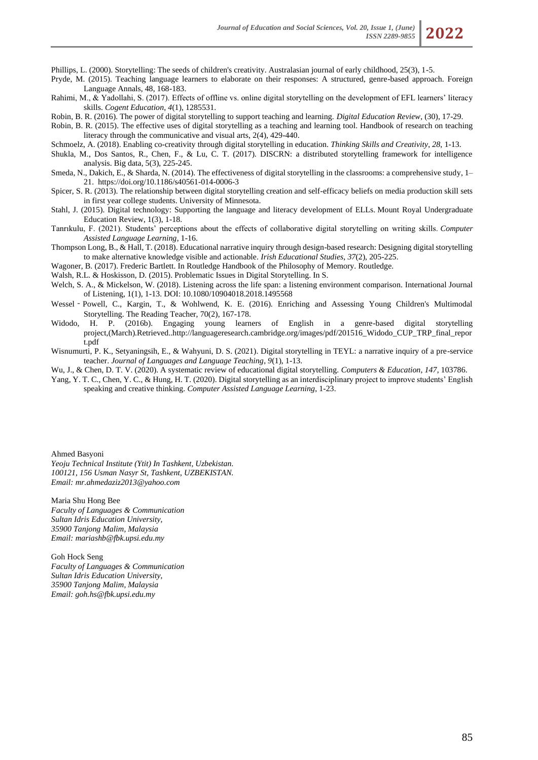Phillips, L. (2000). Storytelling: The seeds of children's creativity. Australasian journal of early childhood, 25(3), 1-5.

Pryde, M. (2015). Teaching language learners to elaborate on their responses: A structured, genre-based approach. Foreign Language Annals, 48, 168-183.

Rahimi, M., & Yadollahi, S. (2017). Effects of offline vs. online digital storytelling on the development of EFL learners' literacy skills. *Cogent Education*, *4*(1), 1285531.

Robin, B. R. (2016). The power of digital storytelling to support teaching and learning. *Digital Education Review*, (30), 17-29.

Robin, B. R. (2015). The effective uses of digital storytelling as a teaching and learning tool. Handbook of research on teaching literacy through the communicative and visual arts, 2(4), 429-440.

Schmoelz, A. (2018). Enabling co-creativity through digital storytelling in education. *Thinking Skills and Creativity*, *28*, 1-13.

Shukla, M., Dos Santos, R., Chen, F., & Lu, C. T. (2017). DISCRN: a distributed storytelling framework for intelligence analysis. Big data, 5(3), 225-245.

Smeda, N., Dakich, E., & Sharda, N. (2014). The effectiveness of digital storytelling in the classrooms: a comprehensive study, 1–21. https://doi.org/10.1186/s40561-014-0006-3

Spicer, S. R. (2013). The relationship between digital storytelling creation and self-efficacy beliefs on media production skill sets in first year college students. University of Minnesota.

Stahl, J. (2015). Digital technology: Supporting the language and literacy development of ELLs. Mount Royal Undergraduate Education Review, 1(3), 1-18.

Tanrıkulu, F. (2021). Students' perceptions about the effects of collaborative digital storytelling on writing skills. *Computer Assisted Language Learning*, 1-16.

Thompson Long, B., & Hall, T. (2018). Educational narrative inquiry through design-based research: Designing digital storytelling to make alternative knowledge visible and actionable. *Irish Educational Studies*, *37*(2), 205-225.

Wagoner, B. (2017). Frederic Bartlett. In Routledge Handbook of the Philosophy of Memory. Routledge.

Walsh, R.L. & Hoskisson, D. (2015). Problematic Issues in Digital Storytelling. In S.

Welch, S. A., & Mickelson, W. (2018). Listening across the life span: a listening environment comparison. International Journal of Listening, 1(1), 1-13. DOI: 10.1080/10904018.2018.1495568

Wessel‐Powell, C., Kargin, T., & Wohlwend, K. E. (2016). Enriching and Assessing Young Children's Multimodal Storytelling. The Reading Teacher, 70(2), 167-178.

Widodo, H. P. (2016b). Engaging young learners of English in a genre-based digital storytelling project,(March).Retrieved..http://languageresearch.cambridge.org/images/pdf/201516_Widodo_CUP_TRP_final_report.pdf

Wisnumurti, P. K., Setyaningsih, E., & Wahyuni, D. S. (2021). Digital storytelling in TEYL: a narrative inquiry of a pre-service teacher. *Journal of Languages and Language Teaching*, *9*(1), 1-13.

Wu, J., & Chen, D. T. V. (2020). A systematic review of educational digital storytelling. *Computers & Education*, *147*, 103786.

Yang, Y. T. C., Chen, Y. C., & Hung, H. T. (2020). Digital storytelling as an interdisciplinary project to improve students' English speaking and creative thinking. *Computer Assisted Language Learning*, 1-23.

Ahmed Basyoni  
*Yeoju Technical Institute (Ytit) In Tashkent, Uzbekistan.*  
*100121, 156 Usman Nasyr St, Tashkent, UZBEKISTAN.*  
*Email: mr.ahmedaziz2013@yahoo.com*

Maria Shu Hong Bee  
*Faculty of Languages & Communication*  
*Sultan Idris Education University,*  
*35900 Tanjong Malim, Malaysia*  
*Email: mariashb@fbk.upsi.edu.my*

Goh Hock Seng  
*Faculty of Languages & Communication*  
*Sultan Idris Education University,*  
*35900 Tanjong Malim, Malaysia*  
*Email: goh.hs@fbk.upsi.edu.my*